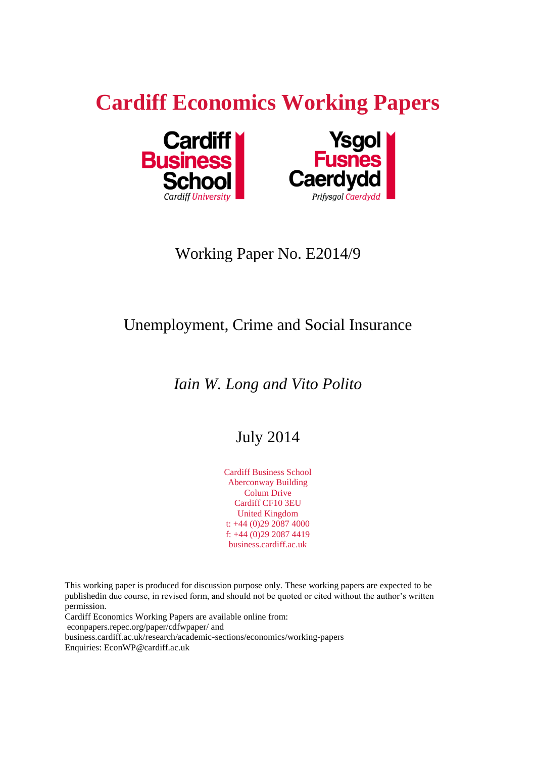# Cardiff Economics Working Papers

Cardiff Business School
Cardiff University

Ysgol Fusnes Caerdydd
Prifysgol Caerdydd

Working Paper No. E2014/9

## Unemployment, Crime and Social Insurance

*Iain W. Long and Vito Polito*

July 2014

Cardiff Business School
Aberconway Building
Colum Drive
Cardiff CF10 3EU
United Kingdom
t: +44 (0)29 2087 4000
f: +44 (0)29 2087 4419
business.cardiff.ac.uk

This working paper is produced for discussion purpose only. These working papers are expected to be publishedin due course, in revised form, and should not be quoted or cited without the author's written permission.
Cardiff Economics Working Papers are available online from:
econpapers.repec.org/paper/cdfwpaper/ and
business.cardiff.ac.uk/research/academic-sections/economics/working-papers
Enquiries: EconWP@cardiff.ac.uk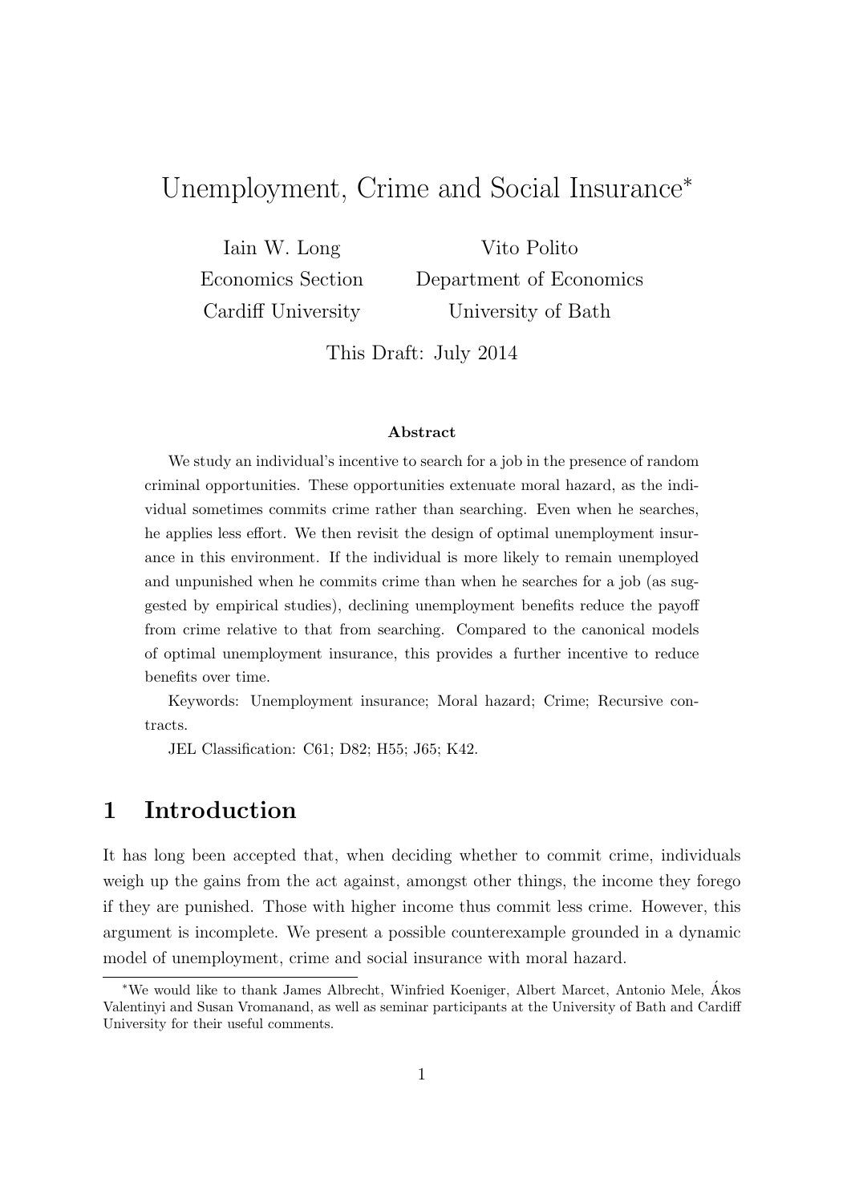# Unemployment, Crime and Social Insurance*

Iain W. Long
Economics Section
Cardiff University

Vito Polito
Department of Economics
University of Bath

This Draft: July 2014

### Abstract

We study an individual's incentive to search for a job in the presence of random criminal opportunities. These opportunities extenuate moral hazard, as the individual sometimes commits crime rather than searching. Even when he searches, he applies less effort. We then revisit the design of optimal unemployment insurance in this environment. If the individual is more likely to remain unemployed and unpunished when he commits crime than when he searches for a job (as suggested by empirical studies), declining unemployment benefits reduce the payoff from crime relative to that from searching. Compared to the canonical models of optimal unemployment insurance, this provides a further incentive to reduce benefits over time.

Keywords: Unemployment insurance; Moral hazard; Crime; Recursive contracts.

JEL Classification: C61; D82; H55; J65; K42.

## 1 Introduction

It has long been accepted that, when deciding whether to commit crime, individuals weigh up the gains from the act against, amongst other things, the income they forego if they are punished. Those with higher income thus commit less crime. However, this argument is incomplete. We present a possible counterexample grounded in a dynamic model of unemployment, crime and social insurance with moral hazard.

*We would like to thank James Albrecht, Winfried Koeniger, Albert Marcet, Antonio Mele, Ákos Valentinyi and Susan Vromanand, as well as seminar participants at the University of Bath and Cardiff University for their useful comments.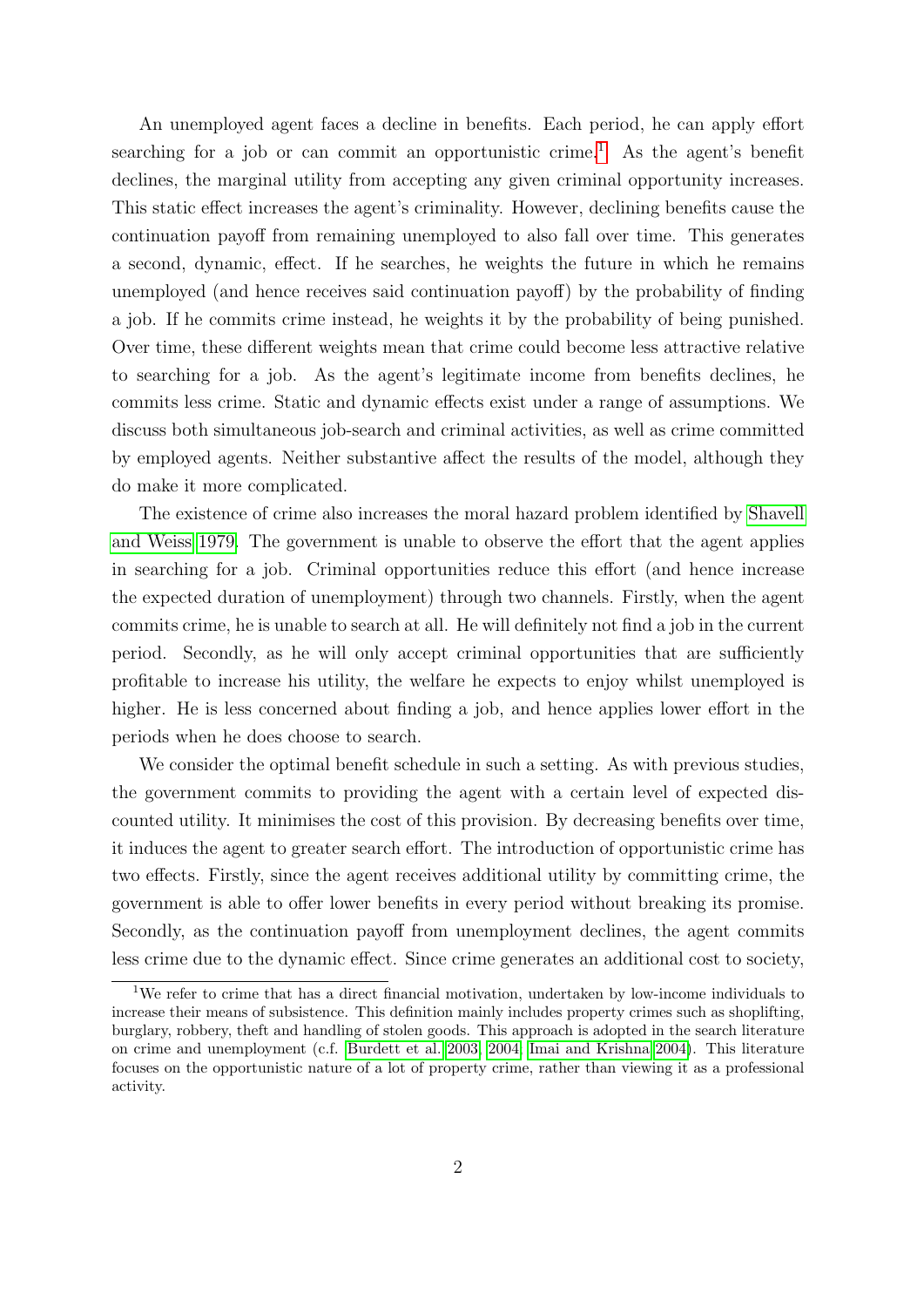An unemployed agent faces a decline in benefits. Each period, he can apply effort searching for a job or can commit an opportunistic crime.[1] As the agent's benefit declines, the marginal utility from accepting any given criminal opportunity increases. This static effect increases the agent's criminality. However, declining benefits cause the continuation payoff from remaining unemployed to also fall over time. This generates a second, dynamic, effect. If he searches, he weights the future in which he remains unemployed (and hence receives said continuation payoff) by the probability of finding a job. If he commits crime instead, he weights it by the probability of being punished. Over time, these different weights mean that crime could become less attractive relative to searching for a job. As the agent's legitimate income from benefits declines, he commits less crime. Static and dynamic effects exist under a range of assumptions. We discuss both simultaneous job-search and criminal activities, as well as crime committed by employed agents. Neither substantive affect the results of the model, although they do make it more complicated.

The existence of crime also increases the moral hazard problem identified by Shavell and Weiss 1979. The government is unable to observe the effort that the agent applies in searching for a job. Criminal opportunities reduce this effort (and hence increase the expected duration of unemployment) through two channels. Firstly, when the agent commits crime, he is unable to search at all. He will definitely not find a job in the current period. Secondly, as he will only accept criminal opportunities that are sufficiently profitable to increase his utility, the welfare he expects to enjoy whilst unemployed is higher. He is less concerned about finding a job, and hence applies lower effort in the periods when he does choose to search.

We consider the optimal benefit schedule in such a setting. As with previous studies, the government commits to providing the agent with a certain level of expected discounted utility. It minimises the cost of this provision. By decreasing benefits over time, it induces the agent to greater search effort. The introduction of opportunistic crime has two effects. Firstly, since the agent receives additional utility by committing crime, the government is able to offer lower benefits in every period without breaking its promise. Secondly, as the continuation payoff from unemployment declines, the agent commits less crime due to the dynamic effect. Since crime generates an additional cost to society,

[1] We refer to crime that has a direct financial motivation, undertaken by low-income individuals to increase their means of subsistence. This definition mainly includes property crimes such as shoplifting, burglary, robbery, theft and handling of stolen goods. This approach is adopted in the search literature on crime and unemployment (c.f. Burdett et al. 2003, 2004; Imai and Krishna 2004). This literature focuses on the opportunistic nature of a lot of property crime, rather than viewing it as a professional activity.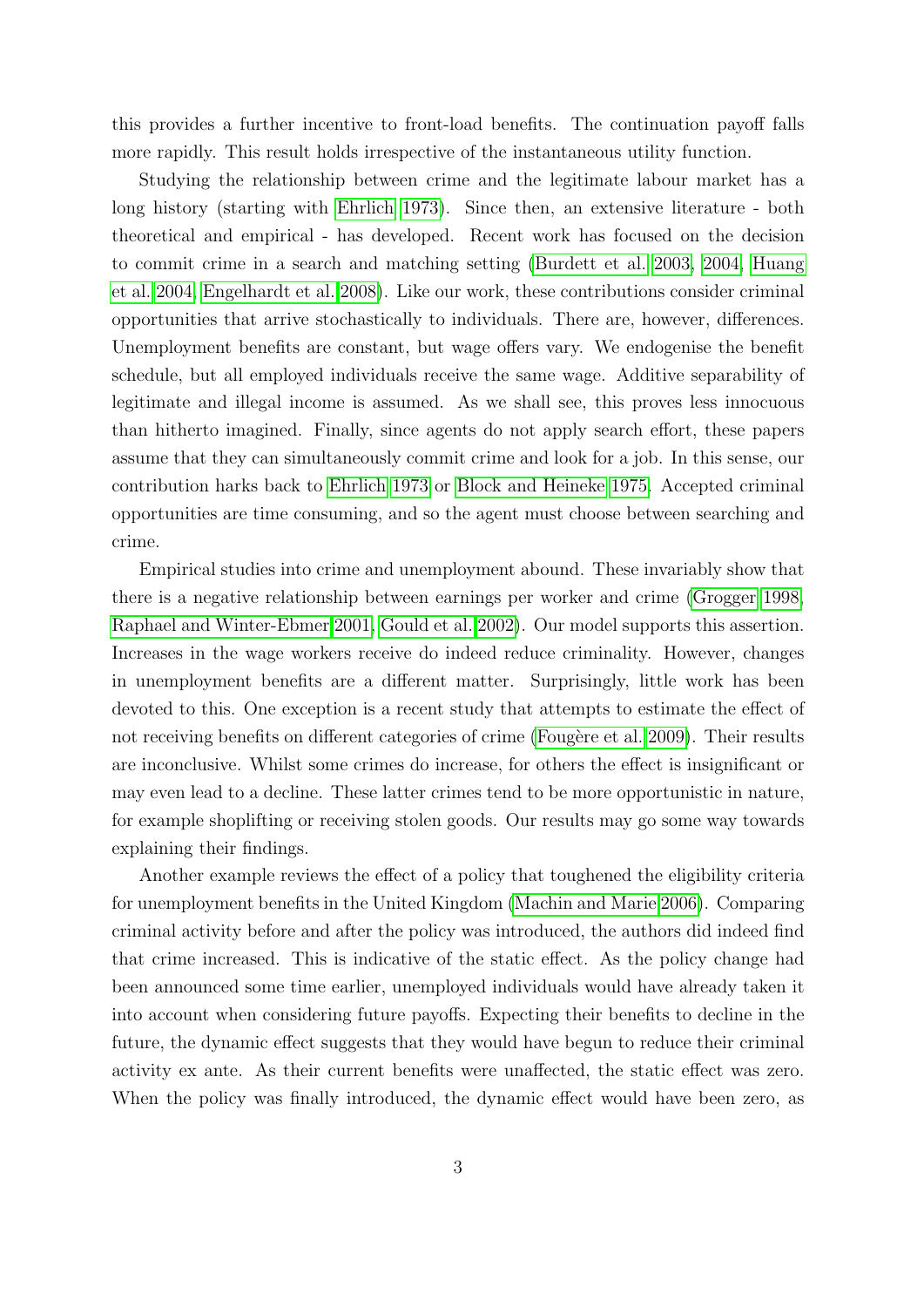this provides a further incentive to front-load benefits. The continuation payoff falls more rapidly. This result holds irrespective of the instantaneous utility function.

Studying the relationship between crime and the legitimate labour market has a long history (starting with Ehrlich 1973). Since then, an extensive literature - both theoretical and empirical - has developed. Recent work has focused on the decision to commit crime in a search and matching setting (Burdett et al. 2003, 2004, Huang et al. 2004, Engelhardt et al. 2008). Like our work, these contributions consider criminal opportunities that arrive stochastically to individuals. There are, however, differences. Unemployment benefits are constant, but wage offers vary. We endogenise the benefit schedule, but all employed individuals receive the same wage. Additive separability of legitimate and illegal income is assumed. As we shall see, this proves less innocuous than hitherto imagined. Finally, since agents do not apply search effort, these papers assume that they can simultaneously commit crime and look for a job. In this sense, our contribution harks back to Ehrlich 1973 or Block and Heineke 1975. Accepted criminal opportunities are time consuming, and so the agent must choose between searching and crime.

Empirical studies into crime and unemployment abound. These invariably show that there is a negative relationship between earnings per worker and crime (Grogger 1998, Raphael and Winter-Ebmer 2001, Gould et al. 2002). Our model supports this assertion. Increases in the wage workers receive do indeed reduce criminality. However, changes in unemployment benefits are a different matter. Surprisingly, little work has been devoted to this. One exception is a recent study that attempts to estimate the effect of not receiving benefits on different categories of crime (Fougère et al. 2009). Their results are inconclusive. Whilst some crimes do increase, for others the effect is insignificant or may even lead to a decline. These latter crimes tend to be more opportunistic in nature, for example shoplifting or receiving stolen goods. Our results may go some way towards explaining their findings.

Another example reviews the effect of a policy that toughened the eligibility criteria for unemployment benefits in the United Kingdom (Machin and Marie 2006). Comparing criminal activity before and after the policy was introduced, the authors did indeed find that crime increased. This is indicative of the static effect. As the policy change had been announced some time earlier, unemployed individuals would have already taken it into account when considering future payoffs. Expecting their benefits to decline in the future, the dynamic effect suggests that they would have begun to reduce their criminal activity ex ante. As their current benefits were unaffected, the static effect was zero. When the policy was finally introduced, the dynamic effect would have been zero, as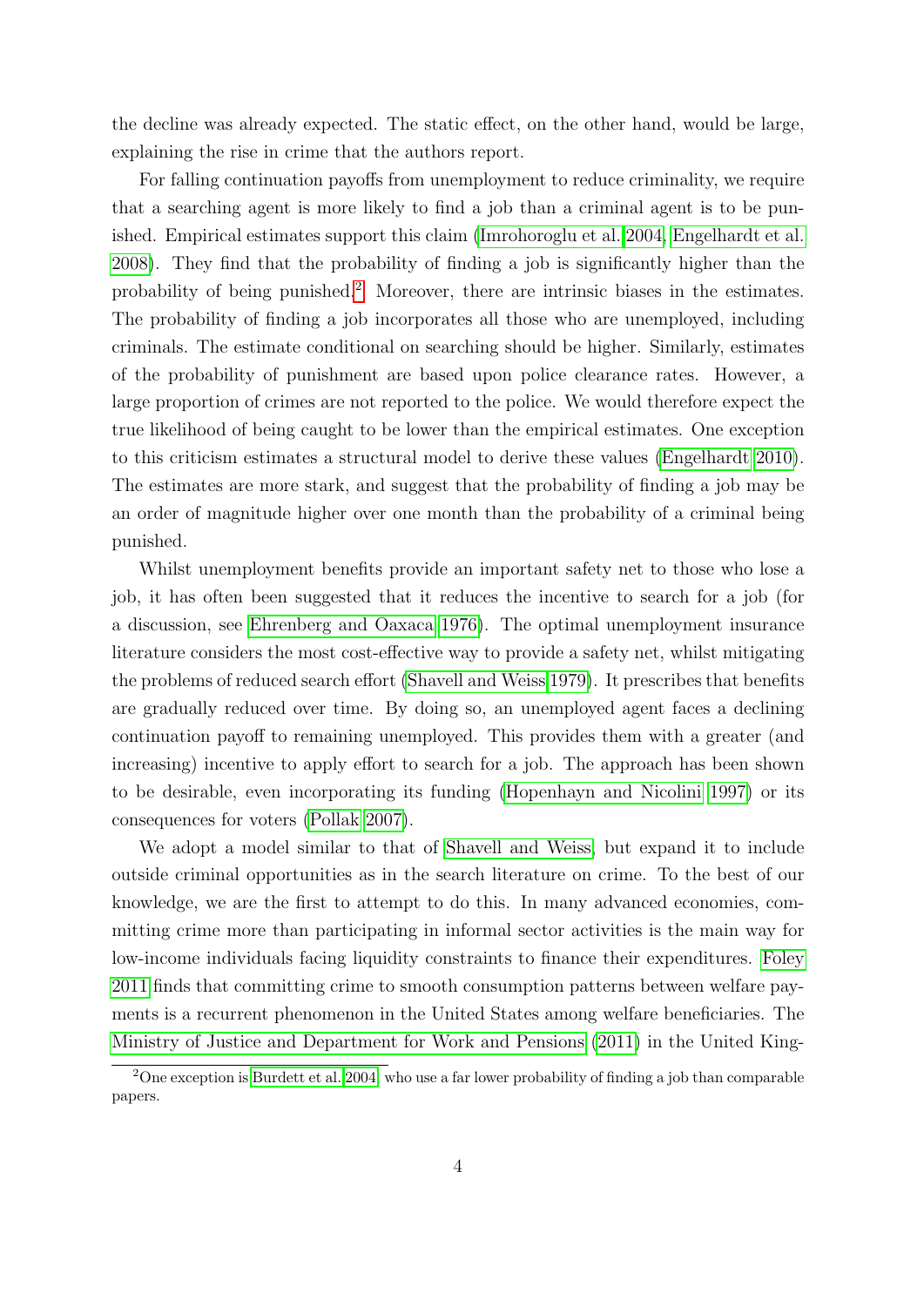the decline was already expected. The static effect, on the other hand, would be large, explaining the rise in crime that the authors report.

For falling continuation payoffs from unemployment to reduce criminality, we require that a searching agent is more likely to find a job than a criminal agent is to be punished. Empirical estimates support this claim (Imrohoroglu et al. 2004, Engelhardt et al. 2008). They find that the probability of finding a job is significantly higher than the probability of being punished.[2] Moreover, there are intrinsic biases in the estimates. The probability of finding a job incorporates all those who are unemployed, including criminals. The estimate conditional on searching should be higher. Similarly, estimates of the probability of punishment are based upon police clearance rates. However, a large proportion of crimes are not reported to the police. We would therefore expect the true likelihood of being caught to be lower than the empirical estimates. One exception to this criticism estimates a structural model to derive these values (Engelhardt 2010). The estimates are more stark, and suggest that the probability of finding a job may be an order of magnitude higher over one month than the probability of a criminal being punished.

Whilst unemployment benefits provide an important safety net to those who lose a job, it has often been suggested that it reduces the incentive to search for a job (for a discussion, see Ehrenberg and Oaxaca 1976). The optimal unemployment insurance literature considers the most cost-effective way to provide a safety net, whilst mitigating the problems of reduced search effort (Shavell and Weiss 1979). It prescribes that benefits are gradually reduced over time. By doing so, an unemployed agent faces a declining continuation payoff to remaining unemployed. This provides them with a greater (and increasing) incentive to apply effort to search for a job. The approach has been shown to be desirable, even incorporating its funding (Hopenhayn and Nicolini 1997) or its consequences for voters (Pollak 2007).

We adopt a model similar to that of Shavell and Weiss, but expand it to include outside criminal opportunities as in the search literature on crime. To the best of our knowledge, we are the first to attempt to do this. In many advanced economies, committing crime more than participating in informal sector activities is the main way for low-income individuals facing liquidity constraints to finance their expenditures. Foley 2011 finds that committing crime to smooth consumption patterns between welfare payments is a recurrent phenomenon in the United States among welfare beneficiaries. The Ministry of Justice and Department for Work and Pensions (2011) in the United King-

[2] One exception is Burdett et al. 2004, who use a far lower probability of finding a job than comparable papers.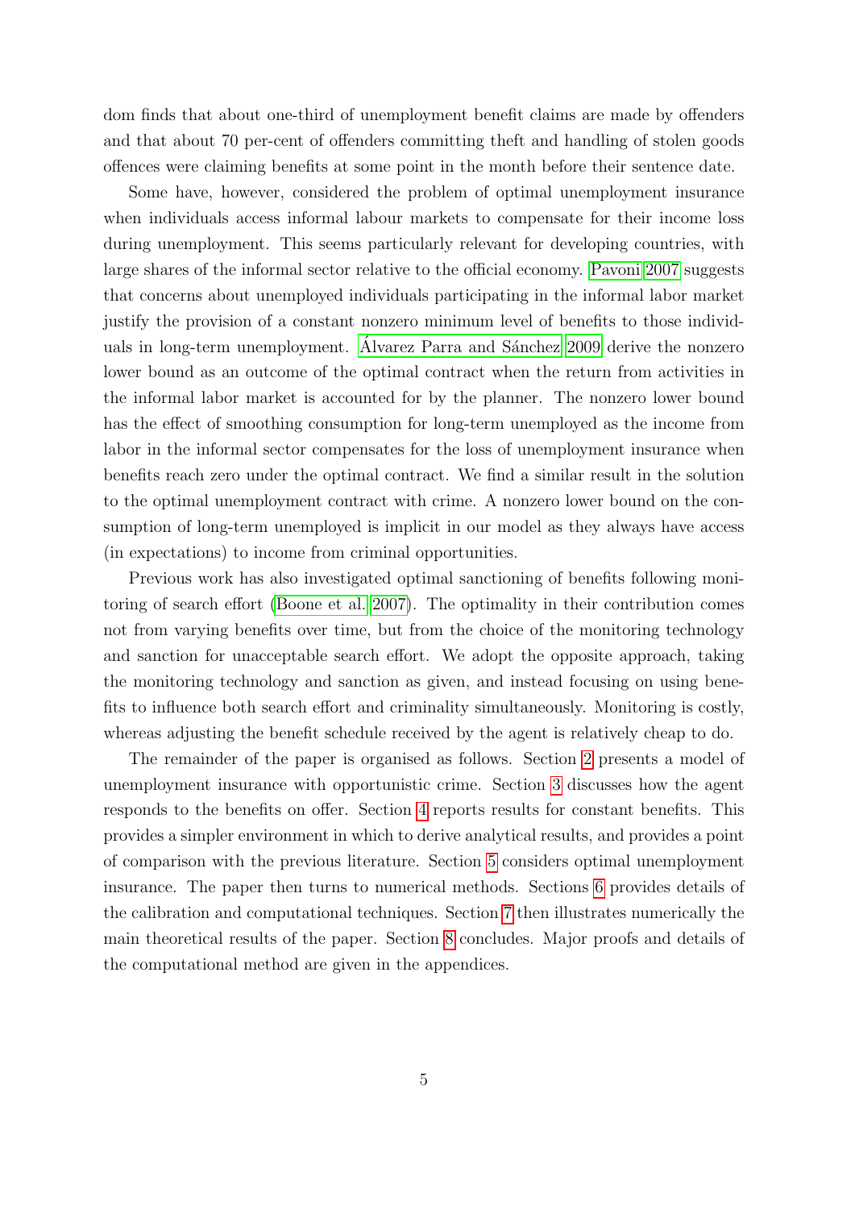dom finds that about one-third of unemployment benefit claims are made by offenders and that about 70 per-cent of offenders committing theft and handling of stolen goods offences were claiming benefits at some point in the month before their sentence date.

Some have, however, considered the problem of optimal unemployment insurance when individuals access informal labour markets to compensate for their income loss during unemployment. This seems particularly relevant for developing countries, with large shares of the informal sector relative to the official economy. Pavoni 2007 suggests that concerns about unemployed individuals participating in the informal labor market justify the provision of a constant nonzero minimum level of benefits to those individuals in long-term unemployment. Álvarez Parra and Sánchez 2009 derive the nonzero lower bound as an outcome of the optimal contract when the return from activities in the informal labor market is accounted for by the planner. The nonzero lower bound has the effect of smoothing consumption for long-term unemployed as the income from labor in the informal sector compensates for the loss of unemployment insurance when benefits reach zero under the optimal contract. We find a similar result in the solution to the optimal unemployment contract with crime. A nonzero lower bound on the consumption of long-term unemployed is implicit in our model as they always have access (in expectations) to income from criminal opportunities.

Previous work has also investigated optimal sanctioning of benefits following monitoring of search effort (Boone et al. 2007). The optimality in their contribution comes not from varying benefits over time, but from the choice of the monitoring technology and sanction for unacceptable search effort. We adopt the opposite approach, taking the monitoring technology and sanction as given, and instead focusing on using benefits to influence both search effort and criminality simultaneously. Monitoring is costly, whereas adjusting the benefit schedule received by the agent is relatively cheap to do.

The remainder of the paper is organised as follows. Section 2 presents a model of unemployment insurance with opportunistic crime. Section 3 discusses how the agent responds to the benefits on offer. Section 4 reports results for constant benefits. This provides a simpler environment in which to derive analytical results, and provides a point of comparison with the previous literature. Section 5 considers optimal unemployment insurance. The paper then turns to numerical methods. Sections 6 provides details of the calibration and computational techniques. Section 7 then illustrates numerically the main theoretical results of the paper. Section 8 concludes. Major proofs and details of the computational method are given in the appendices.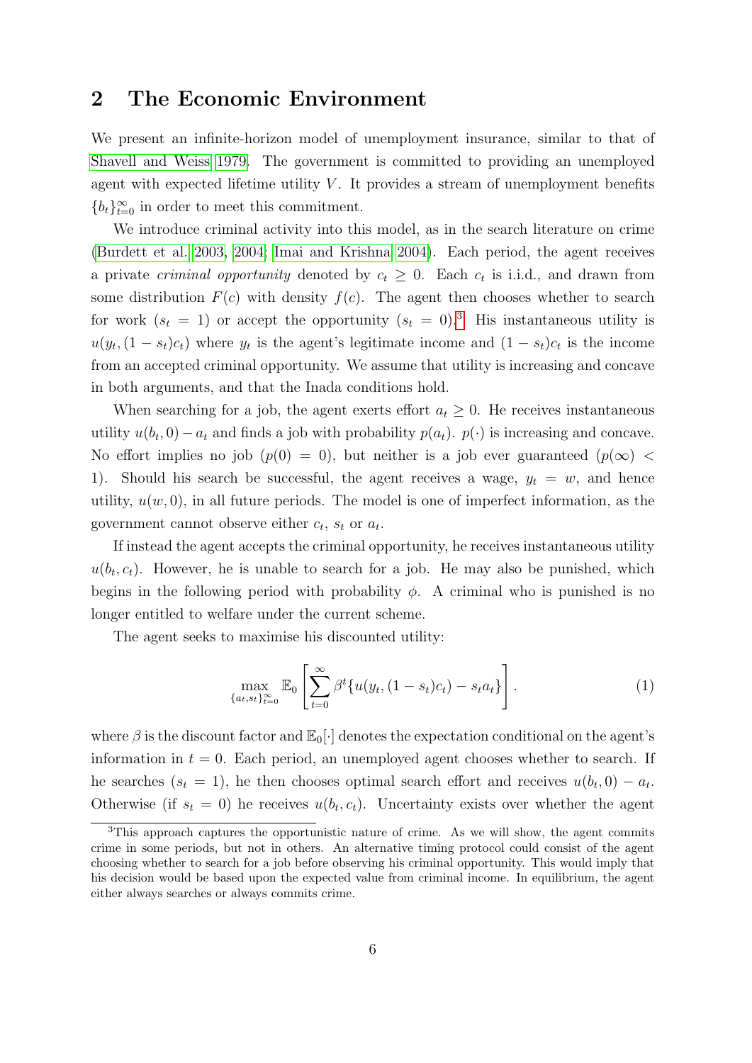## 2 The Economic Environment

We present an infinite-horizon model of unemployment insurance, similar to that of Shavell and Weiss 1979. The government is committed to providing an unemployed agent with expected lifetime utility $V$. It provides a stream of unemployment benefits $\{b_t\}_{t=0}^{\infty}$ in order to meet this commitment.

We introduce criminal activity into this model, as in the search literature on crime (Burdett et al. 2003, 2004; Imai and Krishna 2004). Each period, the agent receives a private *criminal opportunity* denoted by $c_t \geq 0$. Each $c_t$ is i.i.d., and drawn from some distribution $F(c)$ with density $f(c)$. The agent then chooses whether to search for work ($s_t = 1$) or accept the opportunity ($s_t = 0$).[3] His instantaneous utility is $u(y_t, (1 - s_t)c_t)$ where $y_t$ is the agent's legitimate income and $(1 - s_t)c_t$ is the income from an accepted criminal opportunity. We assume that utility is increasing and concave in both arguments, and that the Inada conditions hold.

When searching for a job, the agent exerts effort $a_t \geq 0$. He receives instantaneous utility $u(b_t, 0) - a_t$ and finds a job with probability $p(a_t)$. $p(\cdot)$ is increasing and concave. No effort implies no job ($p(0) = 0$), but neither is a job ever guaranteed ($p(\infty) < 1$). Should his search be successful, the agent receives a wage, $y_t = w$, and hence utility, $u(w, 0)$, in all future periods. The model is one of imperfect information, as the government cannot observe either $c_t$, $s_t$ or $a_t$.

If instead the agent accepts the criminal opportunity, he receives instantaneous utility $u(b_t, c_t)$. However, he is unable to search for a job. He may also be punished, which begins in the following period with probability $\phi$. A criminal who is punished is no longer entitled to welfare under the current scheme.

The agent seeks to maximise his discounted utility:

$$\max_{\{a_t, s_t\}_{t=0}^{\infty}} \mathbb{E}_0 \left[ \sum_{t=0}^{\infty} \beta^t \{u(y_t, (1 - s_t)c_t) - s_t a_t\} \right]. \tag{1}$$

where $\beta$ is the discount factor and $\mathbb{E}_0[\cdot]$ denotes the expectation conditional on the agent's information in $t = 0$. Each period, an unemployed agent chooses whether to search. If he searches ($s_t = 1$), he then chooses optimal search effort and receives $u(b_t, 0) - a_t$. Otherwise (if $s_t = 0$) he receives $u(b_t, c_t)$. Uncertainty exists over whether the agent

[3] This approach captures the opportunistic nature of crime. As we will show, the agent commits crime in some periods, but not in others. An alternative timing protocol could consist of the agent choosing whether to search for a job before observing his criminal opportunity. This would imply that his decision would be based upon the expected value from criminal income. In equilibrium, the agent either always searches or always commits crime.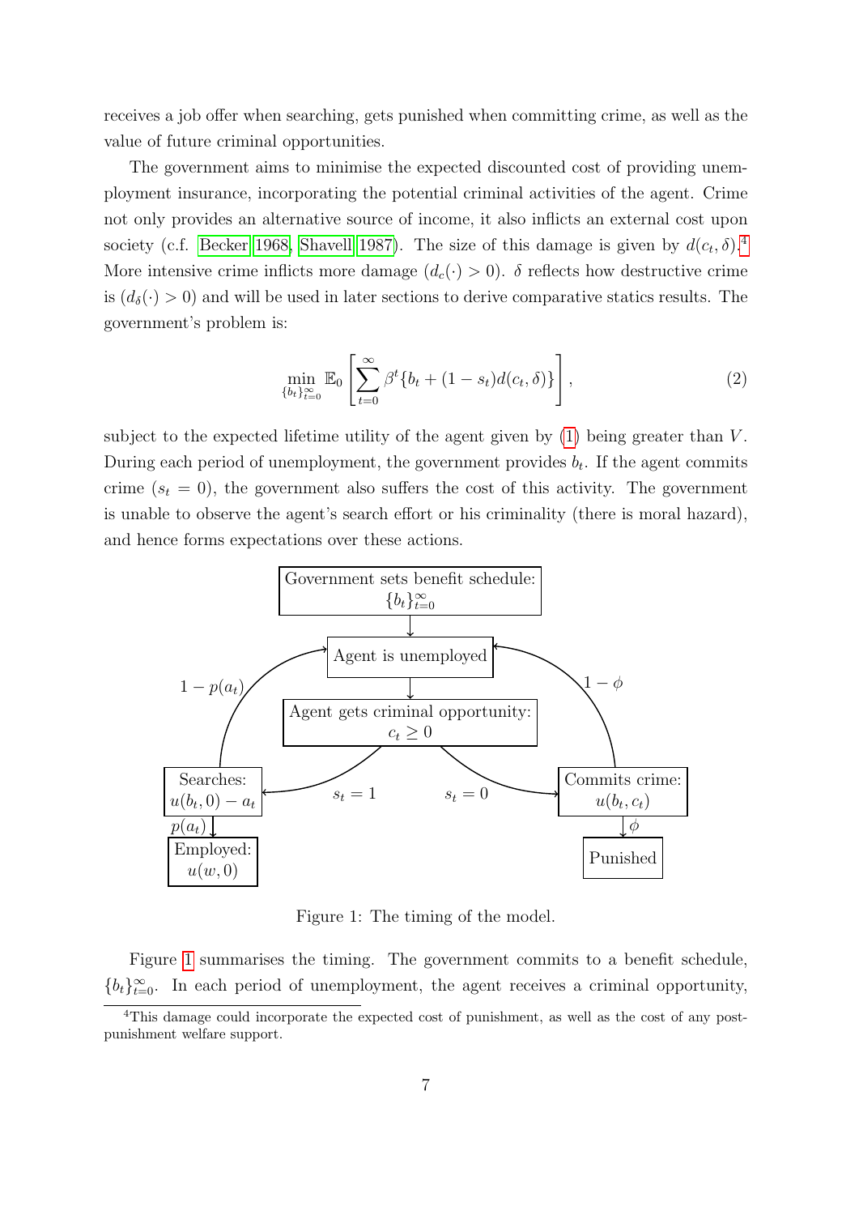receives a job offer when searching, gets punished when committing crime, as well as the value of future criminal opportunities.

The government aims to minimise the expected discounted cost of providing unemployment insurance, incorporating the potential criminal activities of the agent. Crime not only provides an alternative source of income, it also inflicts an external cost upon society (c.f. Becker 1968, Shavell 1987). The size of this damage is given by $d(c_t, \delta)$.[4] More intensive crime inflicts more damage ($d_c(\cdot) > 0$). $\delta$ reflects how destructive crime is ($d_\delta(\cdot) > 0$) and will be used in later sections to derive comparative statics results. The government's problem is:

$$\min_{\{b_t\}_{t=0}^{\infty}} \mathbb{E}_0 \left[ \sum_{t=0}^{\infty} \beta^t \{ b_t + (1 - s_t) d(c_t, \delta) \} \right], \tag{2}$$

subject to the expected lifetime utility of the agent given by (1) being greater than $V$. During each period of unemployment, the government provides $b_t$. If the agent commits crime ($s_t = 0$), the government also suffers the cost of this activity. The government is unable to observe the agent's search effort or his criminality (there is moral hazard), and hence forms expectations over these actions.

Government sets benefit schedule: $\{b_t\}_{t=0}^{\infty}$

Agent is unemployed

Agent gets criminal opportunity: $c_t \geq 0$

Searches: $u(b_t, 0) - a_t$ ($s_t = 1$); with probability $p(a_t)$ → Employed: $u(w, 0)$; with probability $1 - p(a_t)$ → Agent is unemployed

Commits crime: $u(b_t, c_t)$ ($s_t = 0$); with probability $\phi$ → Punished; with probability $1 - \phi$ → Agent is unemployed

Figure 1: The timing of the model.

Figure 1 summarises the timing. The government commits to a benefit schedule, $\{b_t\}_{t=0}^{\infty}$. In each period of unemployment, the agent receives a criminal opportunity,

[4] This damage could incorporate the expected cost of punishment, as well as the cost of any post-punishment welfare support.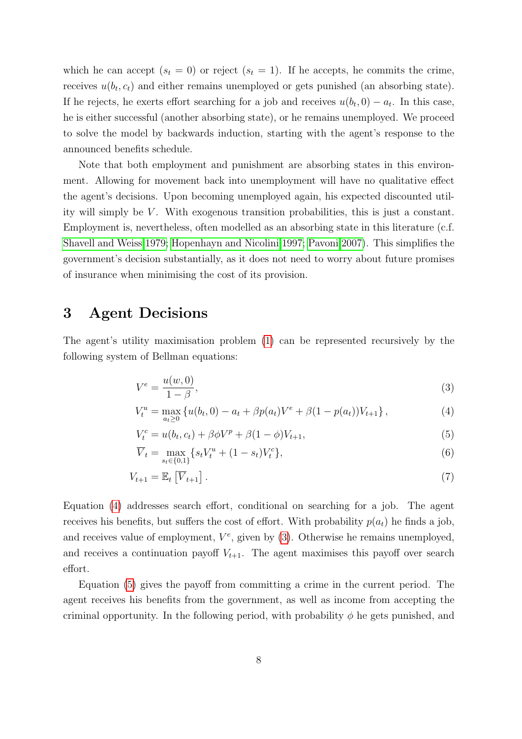which he can accept ($s_t = 0$) or reject ($s_t = 1$). If he accepts, he commits the crime, receives $u(b_t, c_t)$ and either remains unemployed or gets punished (an absorbing state). If he rejects, he exerts effort searching for a job and receives $u(b_t, 0) - a_t$. In this case, he is either successful (another absorbing state), or he remains unemployed. We proceed to solve the model by backwards induction, starting with the agent's response to the announced benefits schedule.

Note that both employment and punishment are absorbing states in this environment. Allowing for movement back into unemployment will have no qualitative effect the agent's decisions. Upon becoming unemployed again, his expected discounted utility will simply be $V$. With exogenous transition probabilities, this is just a constant. Employment is, nevertheless, often modelled as an absorbing state in this literature (c.f. Shavell and Weiss 1979; Hopenhayn and Nicolini 1997; Pavoni 2007). This simplifies the government's decision substantially, as it does not need to worry about future promises of insurance when minimising the cost of its provision.

## 3 Agent Decisions

The agent's utility maximisation problem (1) can be represented recursively by the following system of Bellman equations:

$$V^e = \frac{u(w, 0)}{1 - \beta}, \tag{3}$$

$$V_t^u = \max_{a_t \geq 0} \{u(b_t, 0) - a_t + \beta p(a_t) V^e + \beta(1 - p(a_t)) V_{t+1}\}, \tag{4}$$

$$V_t^c = u(b_t, c_t) + \beta \phi V^p + \beta(1 - \phi) V_{t+1}, \tag{5}$$

$$\overline{V}_t = \max_{s_t \in \{0,1\}} \{s_t V_t^u + (1 - s_t) V_t^c\}, \tag{6}$$

$$V_{t+1} = \mathbb{E}_t \left[\overline{V}_{t+1}\right]. \tag{7}$$

Equation (4) addresses search effort, conditional on searching for a job. The agent receives his benefits, but suffers the cost of effort. With probability $p(a_t)$ he finds a job, and receives value of employment, $V^e$, given by (3). Otherwise he remains unemployed, and receives a continuation payoff $V_{t+1}$. The agent maximises this payoff over search effort.

Equation (5) gives the payoff from committing a crime in the current period. The agent receives his benefits from the government, as well as income from accepting the criminal opportunity. In the following period, with probability $\phi$ he gets punished, and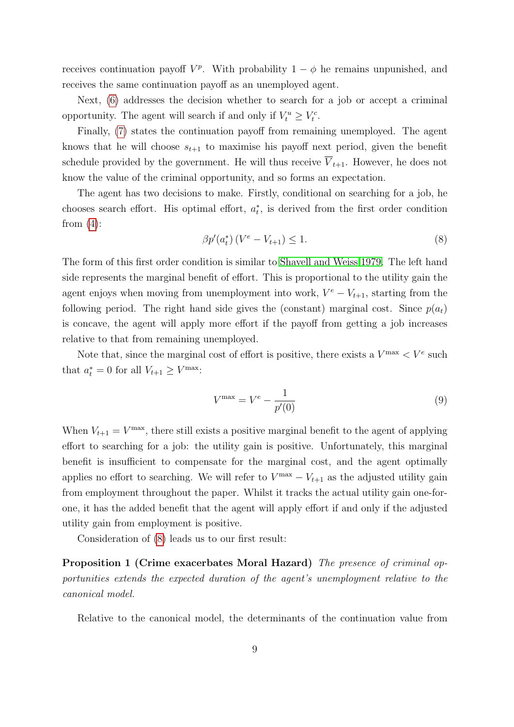receives continuation payoff $V^p$. With probability $1 - \phi$ he remains unpunished, and receives the same continuation payoff as an unemployed agent.

Next, (6) addresses the decision whether to search for a job or accept a criminal opportunity. The agent will search if and only if $V_t^u \geq V_t^c$.

Finally, (7) states the continuation payoff from remaining unemployed. The agent knows that he will choose $s_{t+1}$ to maximise his payoff next period, given the benefit schedule provided by the government. He will thus receive $\overline{V}_{t+1}$. However, he does not know the value of the criminal opportunity, and so forms an expectation.

The agent has two decisions to make. Firstly, conditional on searching for a job, he chooses search effort. His optimal effort, $a_t^*$, is derived from the first order condition from (4):

$$\beta p'(a_t^*) \left(V^e - V_{t+1}\right) \leq 1. \tag{8}$$

The form of this first order condition is similar to Shavell and Weiss 1979. The left hand side represents the marginal benefit of effort. This is proportional to the utility gain the agent enjoys when moving from unemployment into work, $V^e - V_{t+1}$, starting from the following period. The right hand side gives the (constant) marginal cost. Since $p(a_t)$ is concave, the agent will apply more effort if the payoff from getting a job increases relative to that from remaining unemployed.

Note that, since the marginal cost of effort is positive, there exists a $V^{\max} < V^e$ such that $a_t^* = 0$ for all $V_{t+1} \geq V^{\max}$:

$$V^{\max} = V^e - \frac{1}{p'(0)} \tag{9}$$

When $V_{t+1} = V^{\max}$, there still exists a positive marginal benefit to the agent of applying effort to searching for a job: the utility gain is positive. Unfortunately, this marginal benefit is insufficient to compensate for the marginal cost, and the agent optimally applies no effort to searching. We will refer to $V^{\max} - V_{t+1}$ as the adjusted utility gain from employment throughout the paper. Whilst it tracks the actual utility gain one-for-one, it has the added benefit that the agent will apply effort if and only if the adjusted utility gain from employment is positive.

Consideration of (8) leads us to our first result:

**Proposition 1 (Crime exacerbates Moral Hazard)** *The presence of criminal opportunities extends the expected duration of the agent's unemployment relative to the canonical model.*

Relative to the canonical model, the determinants of the continuation value from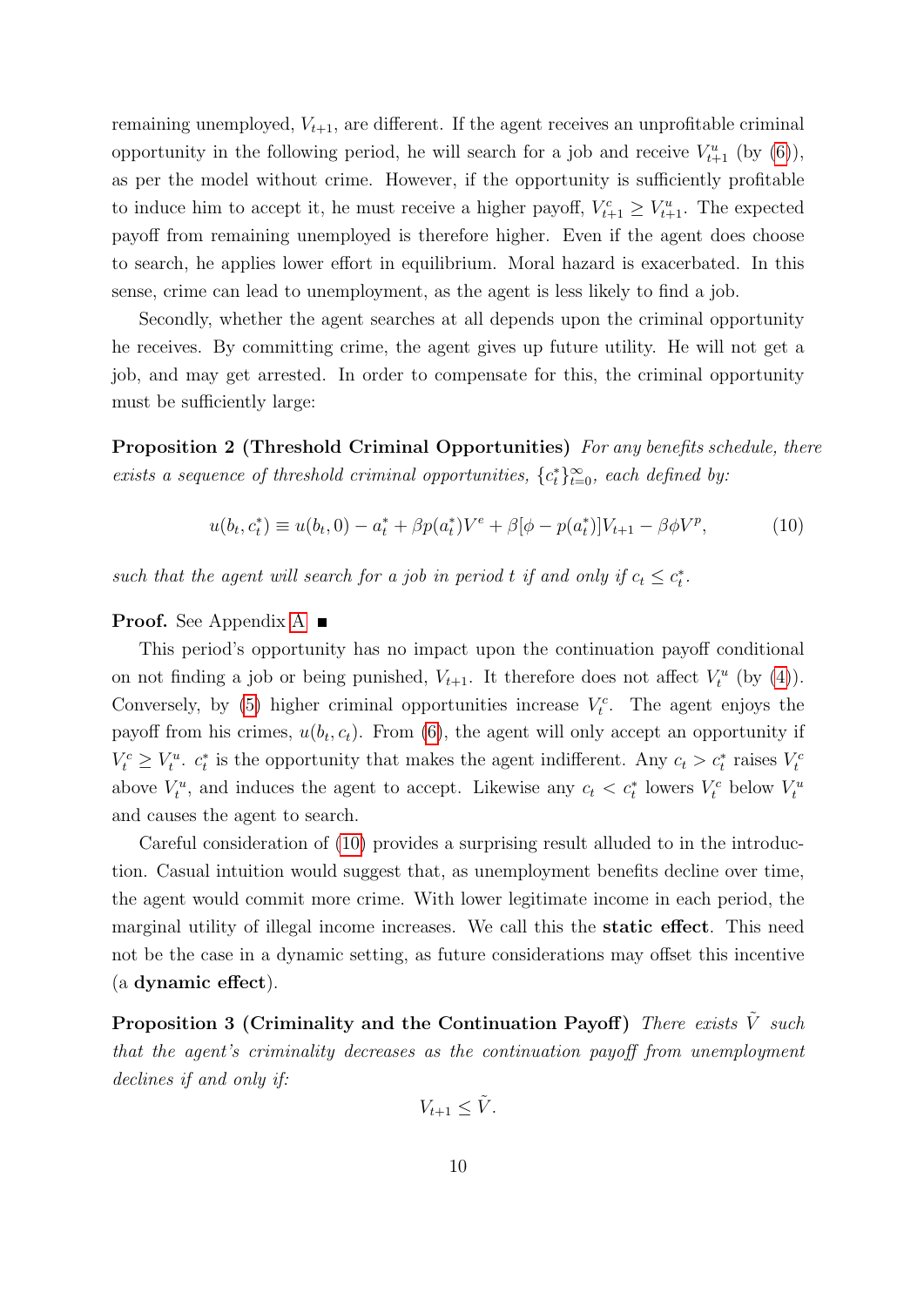remaining unemployed, $V_{t+1}$, are different. If the agent receives an unprofitable criminal opportunity in the following period, he will search for a job and receive $V^u_{t+1}$ (by (6)), as per the model without crime. However, if the opportunity is sufficiently profitable to induce him to accept it, he must receive a higher payoff, $V^c_{t+1} \geq V^u_{t+1}$. The expected payoff from remaining unemployed is therefore higher. Even if the agent does choose to search, he applies lower effort in equilibrium. Moral hazard is exacerbated. In this sense, crime can lead to unemployment, as the agent is less likely to find a job.

Secondly, whether the agent searches at all depends upon the criminal opportunity he receives. By committing crime, the agent gives up future utility. He will not get a job, and may get arrested. In order to compensate for this, the criminal opportunity must be sufficiently large:

**Proposition 2 (Threshold Criminal Opportunities)** *For any benefits schedule, there exists a sequence of threshold criminal opportunities, $\{c^*_t\}^{\infty}_{t=0}$, each defined by:*

$$u(b_t, c^*_t) \equiv u(b_t, 0) - a^*_t + \beta p(a^*_t)V^e + \beta[\phi - p(a^*_t)]V_{t+1} - \beta\phi V^p, \tag{10}$$

*such that the agent will search for a job in period $t$ if and only if $c_t \leq c^*_t$.*

**Proof.** See Appendix A ■

This period's opportunity has no impact upon the continuation payoff conditional on not finding a job or being punished, $V_{t+1}$. It therefore does not affect $V^u_t$ (by (4)). Conversely, by (5) higher criminal opportunities increase $V^c_t$. The agent enjoys the payoff from his crimes, $u(b_t, c_t)$. From (6), the agent will only accept an opportunity if $V^c_t \geq V^u_t$. $c^*_t$ is the opportunity that makes the agent indifferent. Any $c_t > c^*_t$ raises $V^c_t$ above $V^u_t$, and induces the agent to accept. Likewise any $c_t < c^*_t$ lowers $V^c_t$ below $V^u_t$ and causes the agent to search.

Careful consideration of (10) provides a surprising result alluded to in the introduction. Casual intuition would suggest that, as unemployment benefits decline over time, the agent would commit more crime. With lower legitimate income in each period, the marginal utility of illegal income increases. We call this the **static effect**. This need not be the case in a dynamic setting, as future considerations may offset this incentive (a **dynamic effect**).

**Proposition 3 (Criminality and the Continuation Payoff)** *There exists $\tilde{V}$ such that the agent's criminality decreases as the continuation payoff from unemployment declines if and only if:*

$$V_{t+1} \leq \tilde{V}.$$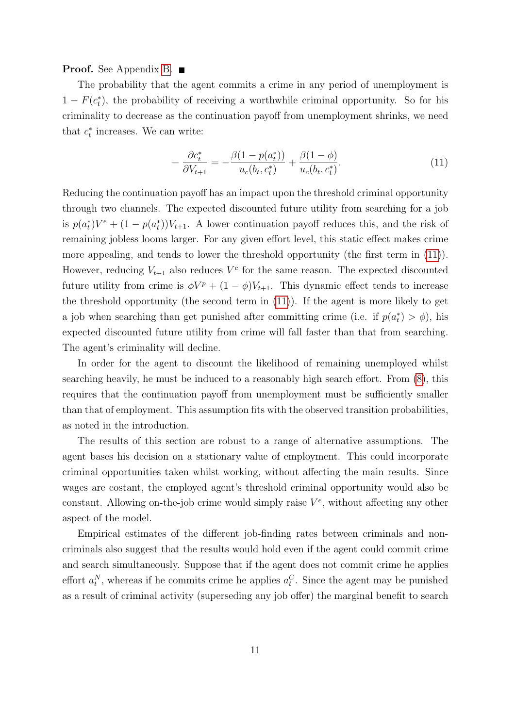**Proof.** See Appendix B. ■

The probability that the agent commits a crime in any period of unemployment is $1 - F(c_t^*)$, the probability of receiving a worthwhile criminal opportunity. So for his criminality to decrease as the continuation payoff from unemployment shrinks, we need that $c_t^*$ increases. We can write:

$$-\frac{\partial c_t^*}{\partial V_{t+1}} = -\frac{\beta(1 - p(a_t^*))}{u_c(b_t, c_t^*)} + \frac{\beta(1 - \phi)}{u_c(b_t, c_t^*)}. \tag{11}$$

Reducing the continuation payoff has an impact upon the threshold criminal opportunity through two channels. The expected discounted future utility from searching for a job is $p(a_t^*)V^e + (1 - p(a_t^*))V_{t+1}$. A lower continuation payoff reduces this, and the risk of remaining jobless looms larger. For any given effort level, this static effect makes crime more appealing, and tends to lower the threshold opportunity (the first term in (11)). However, reducing $V_{t+1}$ also reduces $V^c$ for the same reason. The expected discounted future utility from crime is $\phi V^p + (1 - \phi)V_{t+1}$. This dynamic effect tends to increase the threshold opportunity (the second term in (11)). If the agent is more likely to get a job when searching than get punished after committing crime (i.e. if $p(a_t^*) > \phi$), his expected discounted future utility from crime will fall faster than that from searching. The agent's criminality will decline.

In order for the agent to discount the likelihood of remaining unemployed whilst searching heavily, he must be induced to a reasonably high search effort. From (8), this requires that the continuation payoff from unemployment must be sufficiently smaller than that of employment. This assumption fits with the observed transition probabilities, as noted in the introduction.

The results of this section are robust to a range of alternative assumptions. The agent bases his decision on a stationary value of employment. This could incorporate criminal opportunities taken whilst working, without affecting the main results. Since wages are costant, the employed agent's threshold criminal opportunity would also be constant. Allowing on-the-job crime would simply raise $V^e$, without affecting any other aspect of the model.

Empirical estimates of the different job-finding rates between criminals and non-criminals also suggest that the results would hold even if the agent could commit crime and search simultaneously. Suppose that if the agent does not commit crime he applies effort $a_t^N$, whereas if he commits crime he applies $a_t^C$. Since the agent may be punished as a result of criminal activity (superseding any job offer) the marginal benefit to search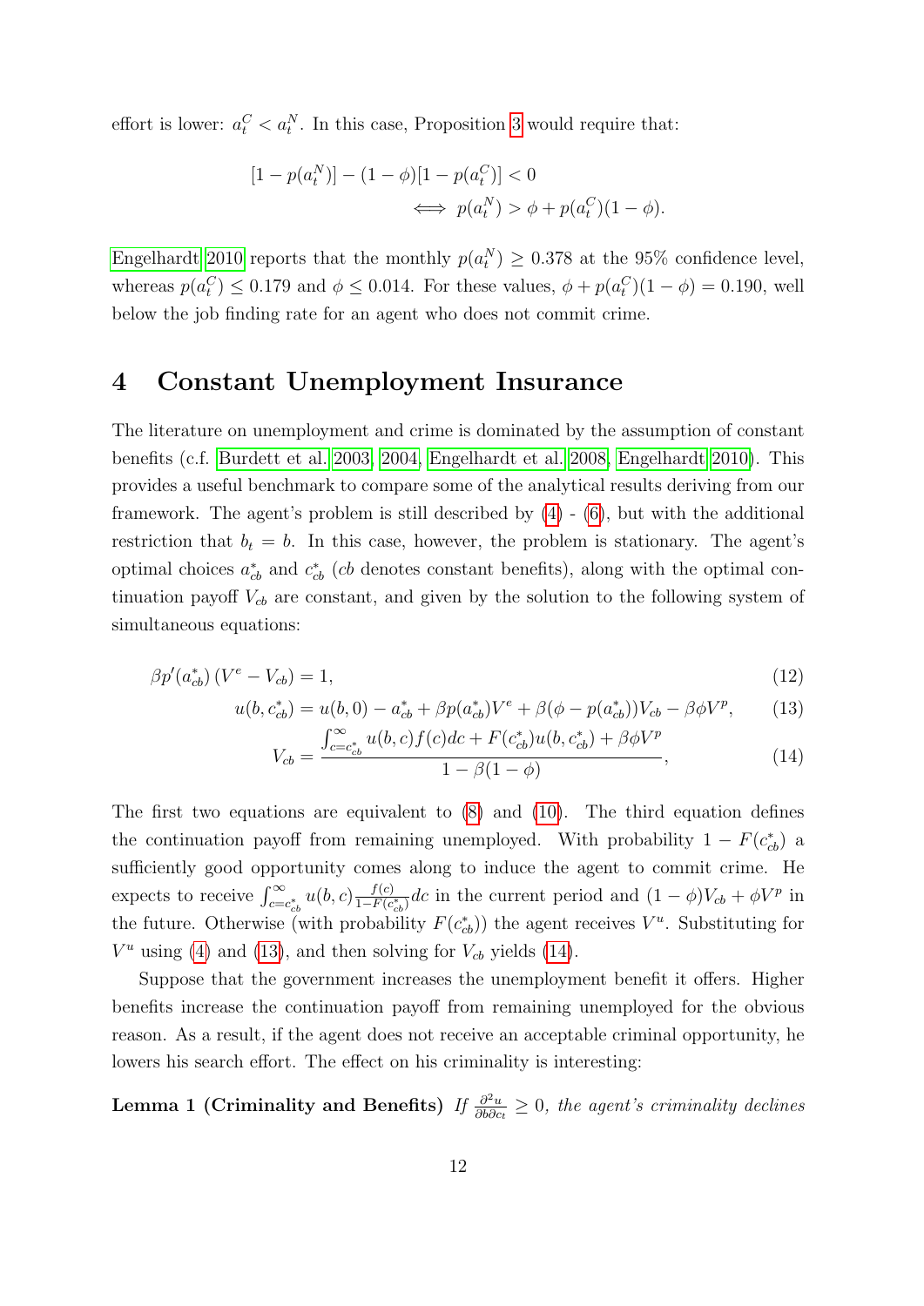effort is lower: $a_t^C < a_t^N$. In this case, Proposition 3 would require that:

$$[1 - p(a_t^N)] - (1-\phi)[1 - p(a_t^C)] < 0$$
$$\iff p(a_t^N) > \phi + p(a_t^C)(1-\phi).$$

Engelhardt 2010 reports that the monthly $p(a_t^N) \geq 0.378$ at the 95% confidence level, whereas $p(a_t^C) \leq 0.179$ and $\phi \leq 0.014$. For these values, $\phi + p(a_t^C)(1-\phi) = 0.190$, well below the job finding rate for an agent who does not commit crime.

# 4 Constant Unemployment Insurance

The literature on unemployment and crime is dominated by the assumption of constant benefits (c.f. Burdett et al. 2003, 2004, Engelhardt et al. 2008, Engelhardt 2010). This provides a useful benchmark to compare some of the analytical results deriving from our framework. The agent's problem is still described by (4) - (6), but with the additional restriction that $b_t = b$. In this case, however, the problem is stationary. The agent's optimal choices $a_{cb}^*$ and $c_{cb}^*$ ($cb$ denotes constant benefits), along with the optimal continuation payoff $V_{cb}$ are constant, and given by the solution to the following system of simultaneous equations:

$$\beta p'(a_{cb}^*)\left(V^e - V_{cb}\right) = 1, \tag{12}$$

$$u(b, c_{cb}^*) = u(b, 0) - a_{cb}^* + \beta p(a_{cb}^*)V^e + \beta(\phi - p(a_{cb}^*))V_{cb} - \beta\phi V^p, \tag{13}$$

$$V_{cb} = \frac{\int_{c=c_{cb}^*}^{\infty} u(b,c)f(c)dc + F(c_{cb}^*)u(b, c_{cb}^*) + \beta\phi V^p}{1 - \beta(1-\phi)}, \tag{14}$$

The first two equations are equivalent to (8) and (10). The third equation defines the continuation payoff from remaining unemployed. With probability $1 - F(c_{cb}^*)$ a sufficiently good opportunity comes along to induce the agent to commit crime. He expects to receive $\int_{c=c_{cb}^*}^{\infty} u(b,c)\frac{f(c)}{1-F(c_{cb}^*)}dc$ in the current period and $(1-\phi)V_{cb} + \phi V^p$ in the future. Otherwise (with probability $F(c_{cb}^*)$) the agent receives $V^u$. Substituting for $V^u$ using (4) and (13), and then solving for $V_{cb}$ yields (14).

Suppose that the government increases the unemployment benefit it offers. Higher benefits increase the continuation payoff from remaining unemployed for the obvious reason. As a result, if the agent does not receive an acceptable criminal opportunity, he lowers his search effort. The effect on his criminality is interesting:

**Lemma 1 (Criminality and Benefits)** *If $\frac{\partial^2 u}{\partial b \partial c_t} \geq 0$, the agent's criminality declines*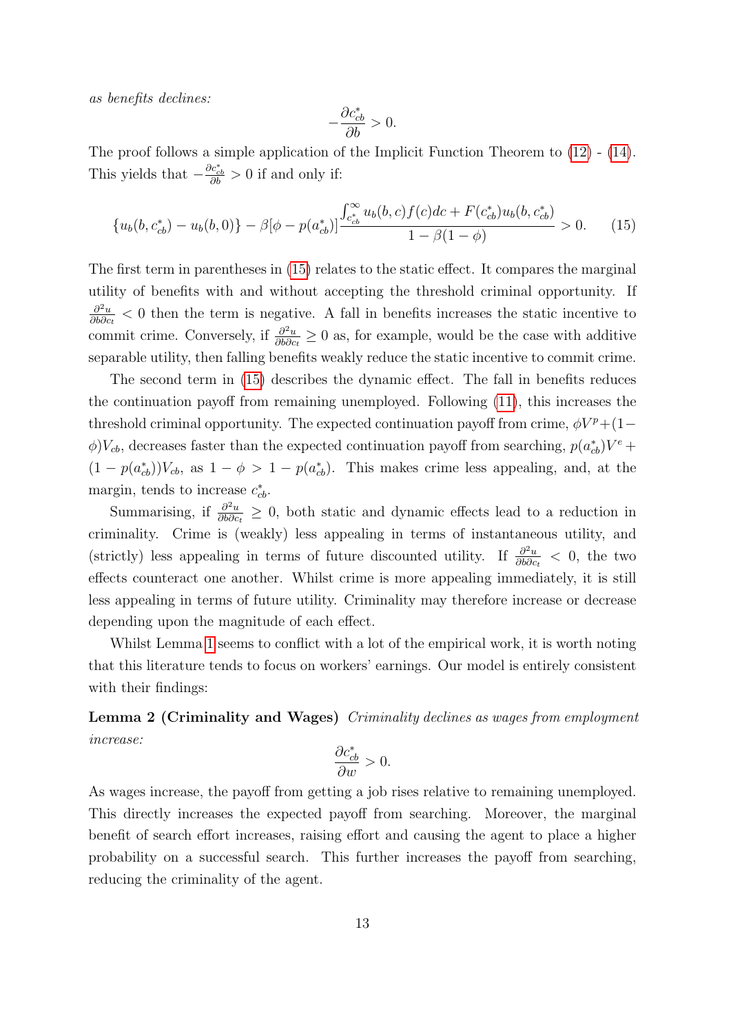*as benefits declines:*

$$-\frac{\partial c^*_{cb}}{\partial b} > 0.$$

The proof follows a simple application of the Implicit Function Theorem to (12) - (14). This yields that $-\frac{\partial c^*_{cb}}{\partial b} > 0$ if and only if:

$$\{u_b(b, c^*_{cb}) - u_b(b, 0)\} - \beta[\phi - p(a^*_{cb})] \frac{\int_{c^*_{cb}}^{\infty} u_b(b, c) f(c) dc + F(c^*_{cb}) u_b(b, c^*_{cb})}{1 - \beta(1 - \phi)} > 0. \qquad (15)$$

The first term in parentheses in (15) relates to the static effect. It compares the marginal utility of benefits with and without accepting the threshold criminal opportunity. If $\frac{\partial^2 u}{\partial b \partial c_t} < 0$ then the term is negative. A fall in benefits increases the static incentive to commit crime. Conversely, if $\frac{\partial^2 u}{\partial b \partial c_t} \geq 0$ as, for example, would be the case with additive separable utility, then falling benefits weakly reduce the static incentive to commit crime.

The second term in (15) describes the dynamic effect. The fall in benefits reduces the continuation payoff from remaining unemployed. Following (11), this increases the threshold criminal opportunity. The expected continuation payoff from crime, $\phi V^p + (1 - \phi) V_{cb}$, decreases faster than the expected continuation payoff from searching, $p(a^*_{cb}) V^e + (1 - p(a^*_{cb})) V_{cb}$, as $1 - \phi > 1 - p(a^*_{cb})$. This makes crime less appealing, and, at the margin, tends to increase $c^*_{cb}$.

Summarising, if $\frac{\partial^2 u}{\partial b \partial c_t} \geq 0$, both static and dynamic effects lead to a reduction in criminality. Crime is (weakly) less appealing in terms of instantaneous utility, and (strictly) less appealing in terms of future discounted utility. If $\frac{\partial^2 u}{\partial b \partial c_t} < 0$, the two effects counteract one another. Whilst crime is more appealing immediately, it is still less appealing in terms of future utility. Criminality may therefore increase or decrease depending upon the magnitude of each effect.

Whilst Lemma 1 seems to conflict with a lot of the empirical work, it is worth noting that this literature tends to focus on workers' earnings. Our model is entirely consistent with their findings:

**Lemma 2 (Criminality and Wages)** *Criminality declines as wages from employment increase:*

$$\frac{\partial c^*_{cb}}{\partial w} > 0.$$

As wages increase, the payoff from getting a job rises relative to remaining unemployed. This directly increases the expected payoff from searching. Moreover, the marginal benefit of search effort increases, raising effort and causing the agent to place a higher probability on a successful search. This further increases the payoff from searching, reducing the criminality of the agent.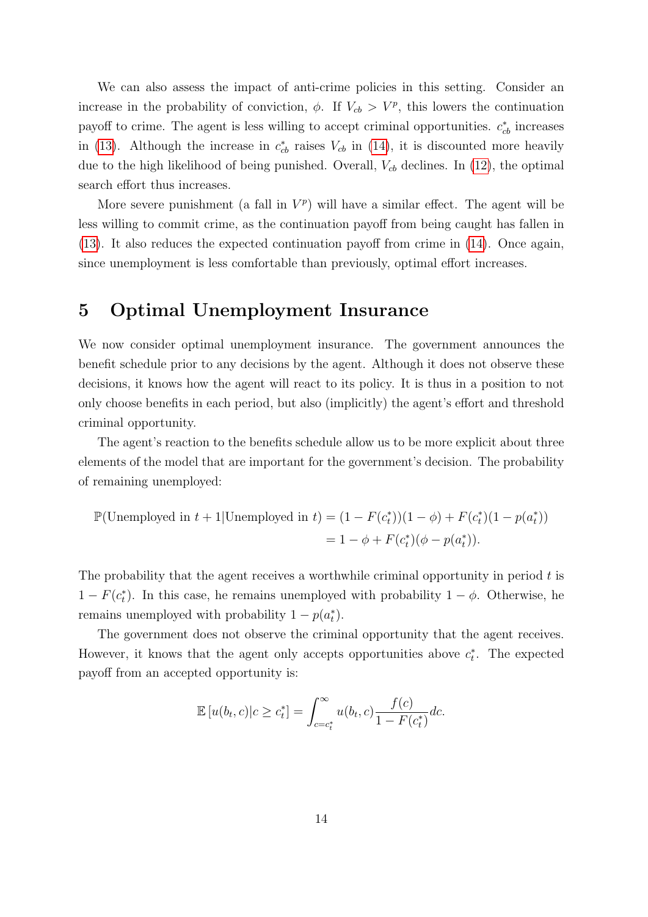We can also assess the impact of anti-crime policies in this setting. Consider an increase in the probability of conviction, $\phi$. If $V_{cb} > V^p$, this lowers the continuation payoff to crime. The agent is less willing to accept criminal opportunities. $c^*_{cb}$ increases in (13). Although the increase in $c^*_{cb}$ raises $V_{cb}$ in (14), it is discounted more heavily due to the high likelihood of being punished. Overall, $V_{cb}$ declines. In (12), the optimal search effort thus increases.

More severe punishment (a fall in $V^p$) will have a similar effect. The agent will be less willing to commit crime, as the continuation payoff from being caught has fallen in (13). It also reduces the expected continuation payoff from crime in (14). Once again, since unemployment is less comfortable than previously, optimal effort increases.

# 5 Optimal Unemployment Insurance

We now consider optimal unemployment insurance. The government announces the benefit schedule prior to any decisions by the agent. Although it does not observe these decisions, it knows how the agent will react to its policy. It is thus in a position to not only choose benefits in each period, but also (implicitly) the agent's effort and threshold criminal opportunity.

The agent's reaction to the benefits schedule allow us to be more explicit about three elements of the model that are important for the government's decision. The probability of remaining unemployed:

$$\begin{aligned}\mathbb{P}(\text{Unemployed in } t+1|\text{Unemployed in } t) &= (1-F(c^*_t))(1-\phi) + F(c^*_t)(1-p(a^*_t)) \\ &= 1-\phi + F(c^*_t)(\phi - p(a^*_t)).\end{aligned}$$

The probability that the agent receives a worthwhile criminal opportunity in period $t$ is $1 - F(c^*_t)$. In this case, he remains unemployed with probability $1 - \phi$. Otherwise, he remains unemployed with probability $1 - p(a^*_t)$.

The government does not observe the criminal opportunity that the agent receives. However, it knows that the agent only accepts opportunities above $c^*_t$. The expected payoff from an accepted opportunity is:

$$\mathbb{E}\left[u(b_t, c)|c \geq c^*_t\right] = \int_{c=c^*_t}^{\infty} u(b_t, c)\frac{f(c)}{1-F(c^*_t)}dc.$$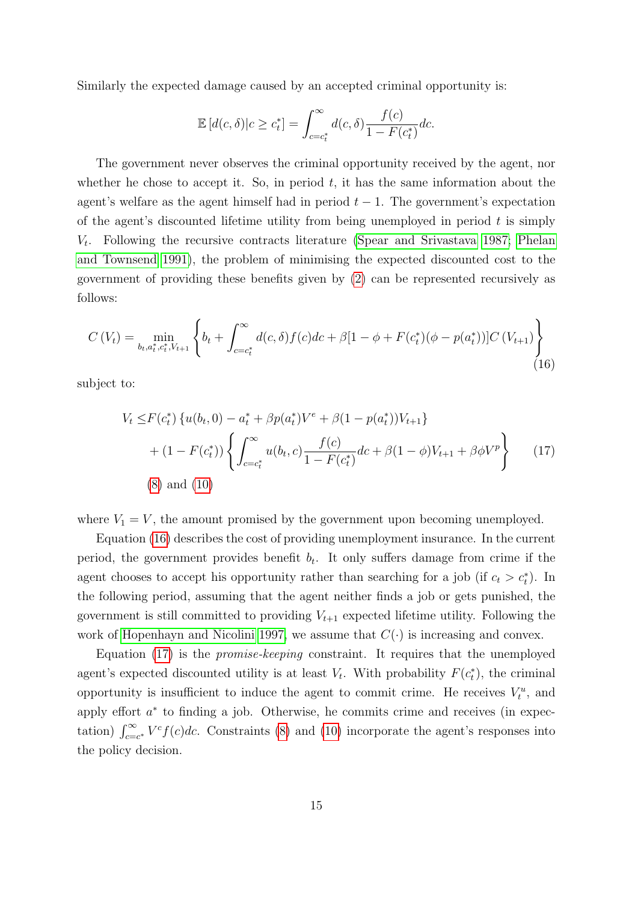Similarly the expected damage caused by an accepted criminal opportunity is:

$$\mathbb{E}\left[d(c,\delta)|c \geq c_t^*\right] = \int_{c=c_t^*}^{\infty} d(c,\delta)\frac{f(c)}{1-F(c_t^*)}dc.$$

The government never observes the criminal opportunity received by the agent, nor whether he chose to accept it. So, in period $t$, it has the same information about the agent's welfare as the agent himself had in period $t-1$. The government's expectation of the agent's discounted lifetime utility from being unemployed in period $t$ is simply $V_t$. Following the recursive contracts literature (Spear and Srivastava 1987; Phelan and Townsend 1991), the problem of minimising the expected discounted cost to the government of providing these benefits given by (2) can be represented recursively as follows:

$$C\left(V_t\right) = \min_{b_t, a_t^*, c_t^*, V_{t+1}} \left\{ b_t + \int_{c=c_t^*}^{\infty} d(c,\delta)f(c)dc + \beta[1-\phi+F(c_t^*)(\phi - p(a_t^*))]C\left(V_{t+1}\right) \right\} \tag{16}$$

subject to:

$$\begin{aligned} V_t \leq & F(c_t^*)\left\{u(b_t,0) - a_t^* + \beta p(a_t^*)V^e + \beta(1-p(a_t^*))V_{t+1}\right\} \\ & + (1-F(c_t^*))\left\{\int_{c=c_t^*}^{\infty} u(b_t,c)\frac{f(c)}{1-F(c_t^*)}dc + \beta(1-\phi)V_{t+1} + \beta\phi V^p\right\} \end{aligned} \tag{17}$$

(8) and (10)

where $V_1 = V$, the amount promised by the government upon becoming unemployed.

Equation (16) describes the cost of providing unemployment insurance. In the current period, the government provides benefit $b_t$. It only suffers damage from crime if the agent chooses to accept his opportunity rather than searching for a job (if $c_t > c_t^*$). In the following period, assuming that the agent neither finds a job or gets punished, the government is still committed to providing $V_{t+1}$ expected lifetime utility. Following the work of Hopenhayn and Nicolini 1997, we assume that $C(\cdot)$ is increasing and convex.

Equation (17) is the *promise-keeping* constraint. It requires that the unemployed agent's expected discounted utility is at least $V_t$. With probability $F(c_t^*)$, the criminal opportunity is insufficient to induce the agent to commit crime. He receives $V_t^u$, and apply effort $a^*$ to finding a job. Otherwise, he commits crime and receives (in expectation) $\int_{c=c^*}^{\infty} V^c f(c)dc$. Constraints (8) and (10) incorporate the agent's responses into the policy decision.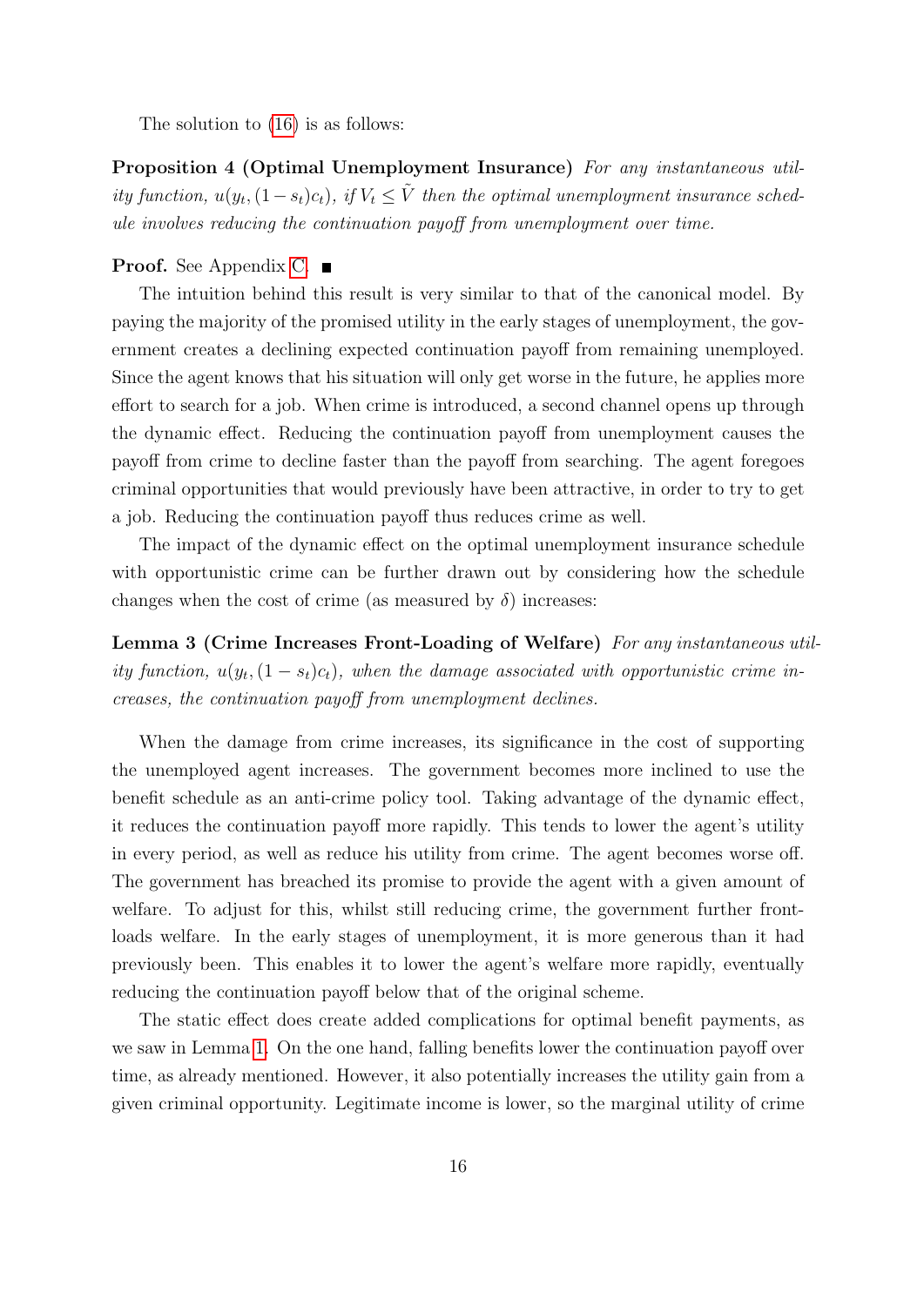The solution to (16) is as follows:

**Proposition 4 (Optimal Unemployment Insurance)** *For any instantaneous utility function, $u(y_t, (1-s_t)c_t)$, if $V_t \leq \tilde{V}$ then the optimal unemployment insurance schedule involves reducing the continuation payoff from unemployment over time.*

**Proof.** See Appendix C. ∎

The intuition behind this result is very similar to that of the canonical model. By paying the majority of the promised utility in the early stages of unemployment, the government creates a declining expected continuation payoff from remaining unemployed. Since the agent knows that his situation will only get worse in the future, he applies more effort to search for a job. When crime is introduced, a second channel opens up through the dynamic effect. Reducing the continuation payoff from unemployment causes the payoff from crime to decline faster than the payoff from searching. The agent foregoes criminal opportunities that would previously have been attractive, in order to try to get a job. Reducing the continuation payoff thus reduces crime as well.

The impact of the dynamic effect on the optimal unemployment insurance schedule with opportunistic crime can be further drawn out by considering how the schedule changes when the cost of crime (as measured by $\delta$) increases:

**Lemma 3 (Crime Increases Front-Loading of Welfare)** *For any instantaneous utility function, $u(y_t, (1-s_t)c_t)$, when the damage associated with opportunistic crime increases, the continuation payoff from unemployment declines.*

When the damage from crime increases, its significance in the cost of supporting the unemployed agent increases. The government becomes more inclined to use the benefit schedule as an anti-crime policy tool. Taking advantage of the dynamic effect, it reduces the continuation payoff more rapidly. This tends to lower the agent's utility in every period, as well as reduce his utility from crime. The agent becomes worse off. The government has breached its promise to provide the agent with a given amount of welfare. To adjust for this, whilst still reducing crime, the government further front-loads welfare. In the early stages of unemployment, it is more generous than it had previously been. This enables it to lower the agent's welfare more rapidly, eventually reducing the continuation payoff below that of the original scheme.

The static effect does create added complications for optimal benefit payments, as we saw in Lemma 1. On the one hand, falling benefits lower the continuation payoff over time, as already mentioned. However, it also potentially increases the utility gain from a given criminal opportunity. Legitimate income is lower, so the marginal utility of crime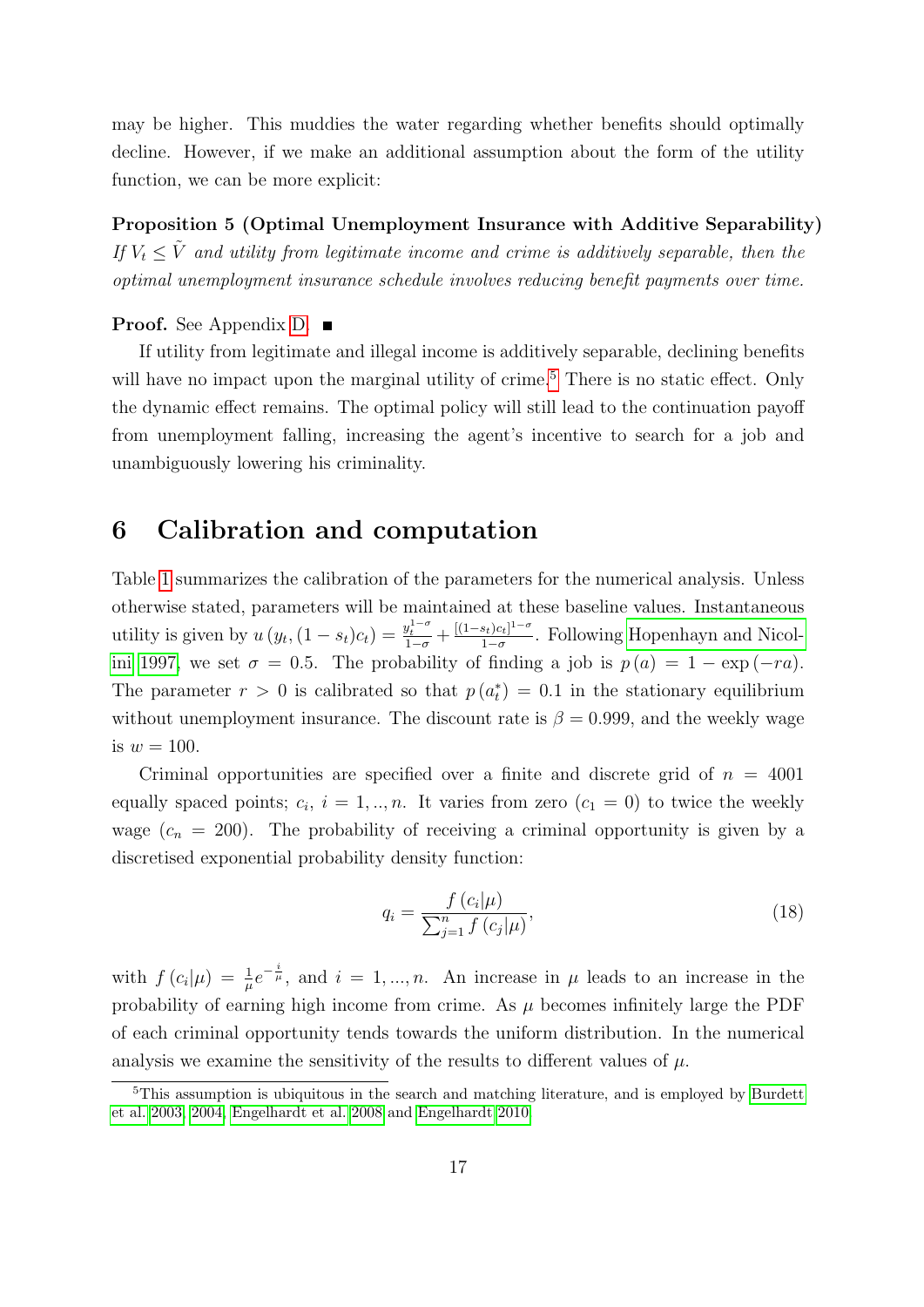may be higher. This muddies the water regarding whether benefits should optimally decline. However, if we make an additional assumption about the form of the utility function, we can be more explicit:

**Proposition 5 (Optimal Unemployment Insurance with Additive Separability)** *If $V_t \leq \tilde{V}$ and utility from legitimate income and crime is additively separable, then the optimal unemployment insurance schedule involves reducing benefit payments over time.*

**Proof.** See Appendix D. ■

If utility from legitimate and illegal income is additively separable, declining benefits will have no impact upon the marginal utility of crime.[5] There is no static effect. Only the dynamic effect remains. The optimal policy will still lead to the continuation payoff from unemployment falling, increasing the agent's incentive to search for a job and unambiguously lowering his criminality.

# 6 Calibration and computation

Table 1 summarizes the calibration of the parameters for the numerical analysis. Unless otherwise stated, parameters will be maintained at these baseline values. Instantaneous utility is given by $u\left(y_t, (1-s_t)c_t\right) = \frac{y_t^{1-\sigma}}{1-\sigma} + \frac{[(1-s_t)c_t]^{1-\sigma}}{1-\sigma}$. Following Hopenhayn and Nicolini 1997, we set $\sigma = 0.5$. The probability of finding a job is $p\left(a\right) = 1 - \exp\left(-ra\right)$. The parameter $r > 0$ is calibrated so that $p\left(a_t^*\right) = 0.1$ in the stationary equilibrium without unemployment insurance. The discount rate is $\beta = 0.999$, and the weekly wage is $w = 100$.

Criminal opportunities are specified over a finite and discrete grid of $n = 4001$ equally spaced points; $c_i$, $i = 1, .., n$. It varies from zero ($c_1 = 0$) to twice the weekly wage ($c_n = 200$). The probability of receiving a criminal opportunity is given by a discretised exponential probability density function:

$$q_i = \frac{f\left(c_i|\mu\right)}{\sum_{j=1}^{n} f\left(c_j|\mu\right)}, \tag{18}$$

with $f\left(c_i|\mu\right) = \frac{1}{\mu}e^{-\frac{i}{\mu}}$, and $i = 1, ..., n$. An increase in $\mu$ leads to an increase in the probability of earning high income from crime. As $\mu$ becomes infinitely large the PDF of each criminal opportunity tends towards the uniform distribution. In the numerical analysis we examine the sensitivity of the results to different values of $\mu$.

[5] This assumption is ubiquitous in the search and matching literature, and is employed by Burdett et al. 2003, 2004, Engelhardt et al. 2008 and Engelhardt 2010.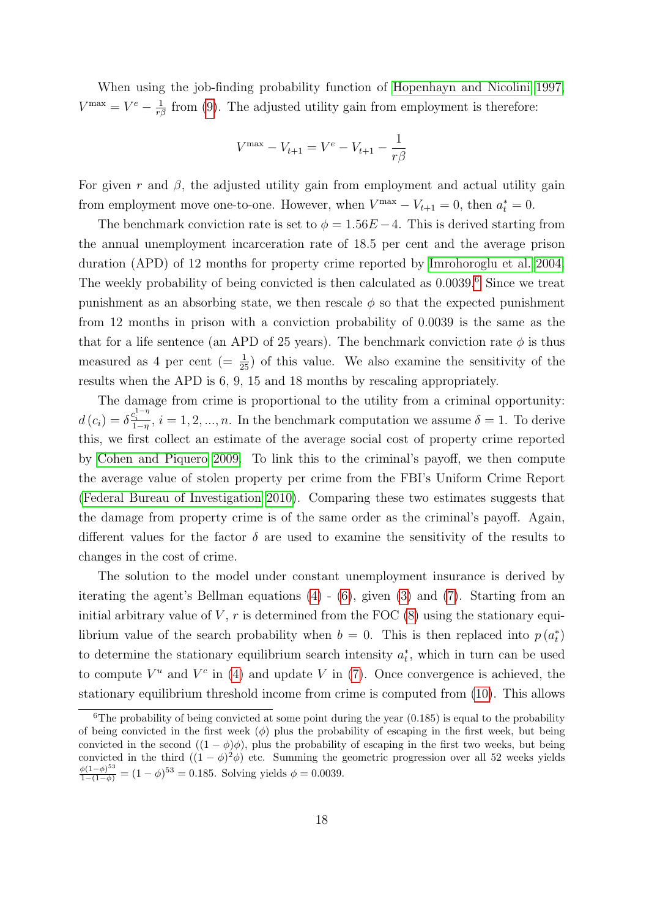When using the job-finding probability function of Hopenhayn and Nicolini 1997, $V^{\max} = V^e - \frac{1}{r\beta}$ from (9). The adjusted utility gain from employment is therefore:

$$V^{\max} - V_{t+1} = V^e - V_{t+1} - \frac{1}{r\beta}$$

For given $r$ and $\beta$, the adjusted utility gain from employment and actual utility gain from employment move one-to-one. However, when $V^{\max} - V_{t+1} = 0$, then $a_t^* = 0$.

The benchmark conviction rate is set to $\phi = 1.56E-4$. This is derived starting from the annual unemployment incarceration rate of 18.5 per cent and the average prison duration (APD) of 12 months for property crime reported by Imrohoroglu et al. 2004. The weekly probability of being convicted is then calculated as 0.0039.[6] Since we treat punishment as an absorbing state, we then rescale $\phi$ so that the expected punishment from 12 months in prison with a conviction probability of 0.0039 is the same as the that for a life sentence (an APD of 25 years). The benchmark conviction rate $\phi$ is thus measured as 4 per cent ($= \frac{1}{25}$) of this value. We also examine the sensitivity of the results when the APD is 6, 9, 15 and 18 months by rescaling appropriately.

The damage from crime is proportional to the utility from a criminal opportunity: $d(c_i) = \delta \frac{c_i^{1-\eta}}{1-\eta}$, $i = 1, 2, ..., n$. In the benchmark computation we assume $\delta = 1$. To derive this, we first collect an estimate of the average social cost of property crime reported by Cohen and Piquero 2009. To link this to the criminal's payoff, we then compute the average value of stolen property per crime from the FBI's Uniform Crime Report (Federal Bureau of Investigation 2010). Comparing these two estimates suggests that the damage from property crime is of the same order as the criminal's payoff. Again, different values for the factor $\delta$ are used to examine the sensitivity of the results to changes in the cost of crime.

The solution to the model under constant unemployment insurance is derived by iterating the agent's Bellman equations (4) - (6), given (3) and (7). Starting from an initial arbitrary value of $V$, $r$ is determined from the FOC (8) using the stationary equilibrium value of the search probability when $b = 0$. This is then replaced into $p(a_t^*)$ to determine the stationary equilibrium search intensity $a_t^*$, which in turn can be used to compute $V^u$ and $V^c$ in (4) and update $V$ in (7). Once convergence is achieved, the stationary equilibrium threshold income from crime is computed from (10). This allows

[6] The probability of being convicted at some point during the year (0.185) is equal to the probability of being convicted in the first week ($\phi$) plus the probability of escaping in the first week, but being convicted in the second ($(1-\phi)\phi$), plus the probability of escaping in the first two weeks, but being convicted in the third ($(1-\phi)^2\phi$) etc. Summing the geometric progression over all 52 weeks yields $\frac{\phi(1-\phi)^{53}}{1-(1-\phi)} = (1-\phi)^{53} = 0.185$. Solving yields $\phi = 0.0039$.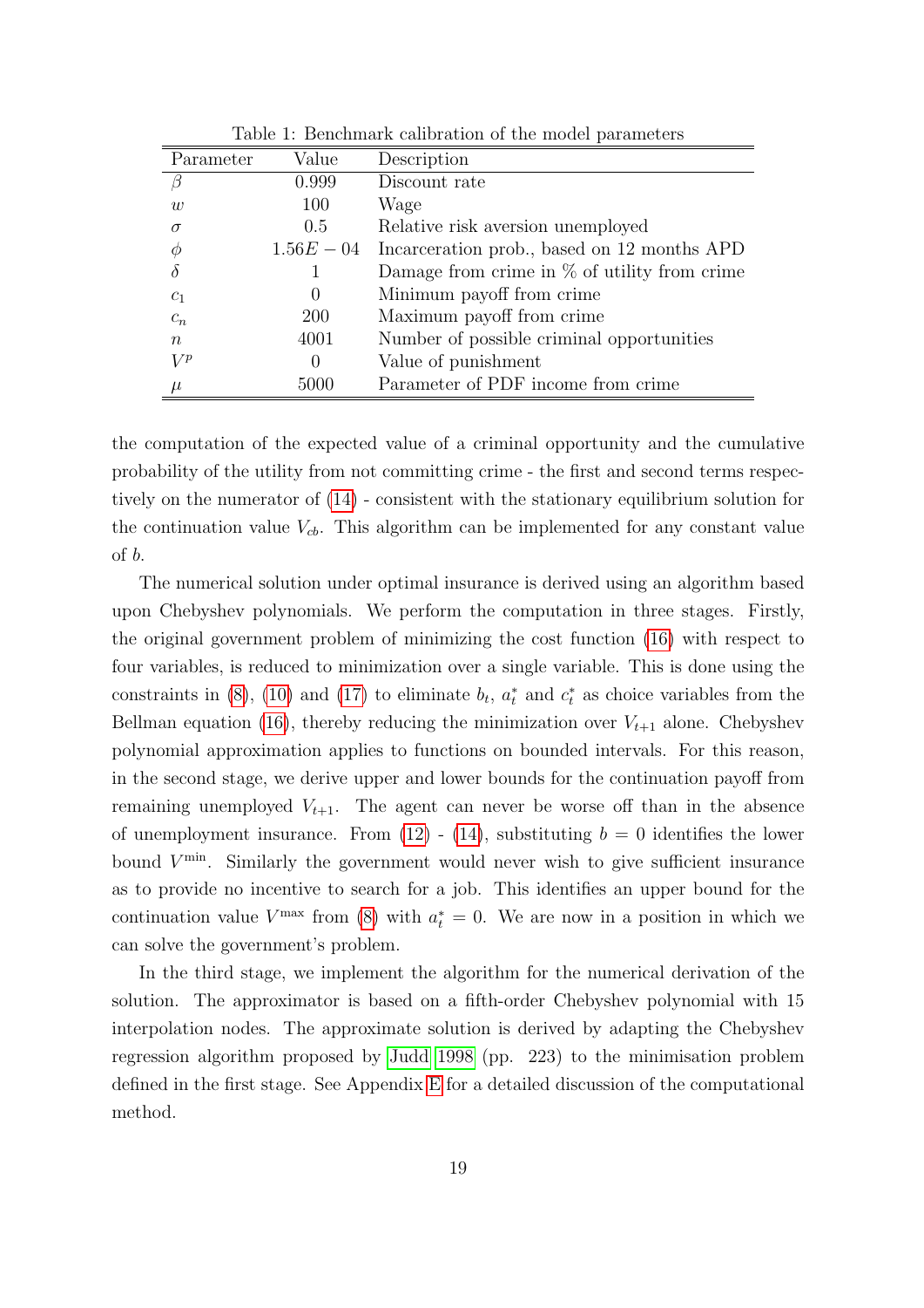Table 1: Benchmark calibration of the model parameters

| Parameter | Value | Description |
|---|---|---|
| $\beta$ | 0.999 | Discount rate |
| $w$ | 100 | Wage |
| $\sigma$ | 0.5 | Relative risk aversion unemployed |
| $\phi$ | $1.56E-04$ | Incarceration prob., based on 12 months APD |
| $\delta$ | 1 | Damage from crime in % of utility from crime |
| $c_1$ | 0 | Minimum payoff from crime |
| $c_n$ | 200 | Maximum payoff from crime |
| $n$ | 4001 | Number of possible criminal opportunities |
| $V^p$ | 0 | Value of punishment |
| $\mu$ | 5000 | Parameter of PDF income from crime |

the computation of the expected value of a criminal opportunity and the cumulative probability of the utility from not committing crime - the first and second terms respectively on the numerator of (14) - consistent with the stationary equilibrium solution for the continuation value $V_{cb}$. This algorithm can be implemented for any constant value of $b$.

The numerical solution under optimal insurance is derived using an algorithm based upon Chebyshev polynomials. We perform the computation in three stages. Firstly, the original government problem of minimizing the cost function (16) with respect to four variables, is reduced to minimization over a single variable. This is done using the constraints in (8), (10) and (17) to eliminate $b_t$, $a_t^*$ and $c_t^*$ as choice variables from the Bellman equation (16), thereby reducing the minimization over $V_{t+1}$ alone. Chebyshev polynomial approximation applies to functions on bounded intervals. For this reason, in the second stage, we derive upper and lower bounds for the continuation payoff from remaining unemployed $V_{t+1}$. The agent can never be worse off than in the absence of unemployment insurance. From (12) - (14), substituting $b = 0$ identifies the lower bound $V^{\min}$. Similarly the government would never wish to give sufficient insurance as to provide no incentive to search for a job. This identifies an upper bound for the continuation value $V^{\max}$ from (8) with $a_t^* = 0$. We are now in a position in which we can solve the government's problem.

In the third stage, we implement the algorithm for the numerical derivation of the solution. The approximator is based on a fifth-order Chebyshev polynomial with 15 interpolation nodes. The approximate solution is derived by adapting the Chebyshev regression algorithm proposed by Judd 1998 (pp. 223) to the minimisation problem defined in the first stage. See Appendix E for a detailed discussion of the computational method.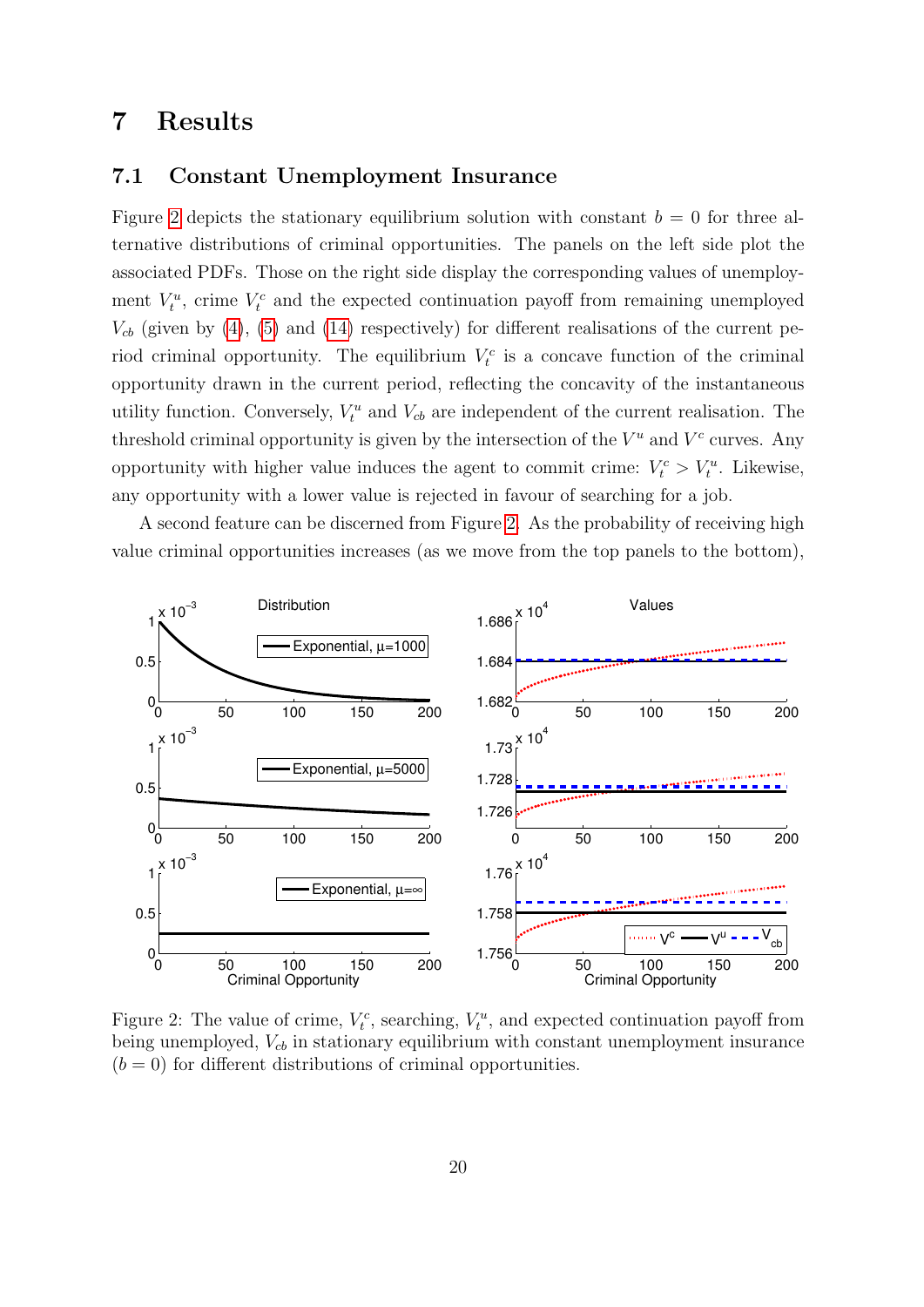## 7 Results

### 7.1 Constant Unemployment Insurance

Figure 2 depicts the stationary equilibrium solution with constant $b = 0$ for three alternative distributions of criminal opportunities. The panels on the left side plot the associated PDFs. Those on the right side display the corresponding values of unemployment $V_t^u$, crime $V_t^c$ and the expected continuation payoff from remaining unemployed $V_{cb}$ (given by (4), (5) and (14) respectively) for different realisations of the current period criminal opportunity. The equilibrium $V_t^c$ is a concave function of the criminal opportunity drawn in the current period, reflecting the concavity of the instantaneous utility function. Conversely, $V_t^u$ and $V_{cb}$ are independent of the current realisation. The threshold criminal opportunity is given by the intersection of the $V^u$ and $V^c$ curves. Any opportunity with higher value induces the agent to commit crime: $V_t^c > V_t^u$. Likewise, any opportunity with a lower value is rejected in favour of searching for a job.

A second feature can be discerned from Figure 2. As the probability of receiving high value criminal opportunities increases (as we move from the top panels to the bottom),

Figure 2: The value of crime, $V_t^c$, searching, $V_t^u$, and expected continuation payoff from being unemployed, $V_{cb}$ in stationary equilibrium with constant unemployment insurance ($b = 0$) for different distributions of criminal opportunities.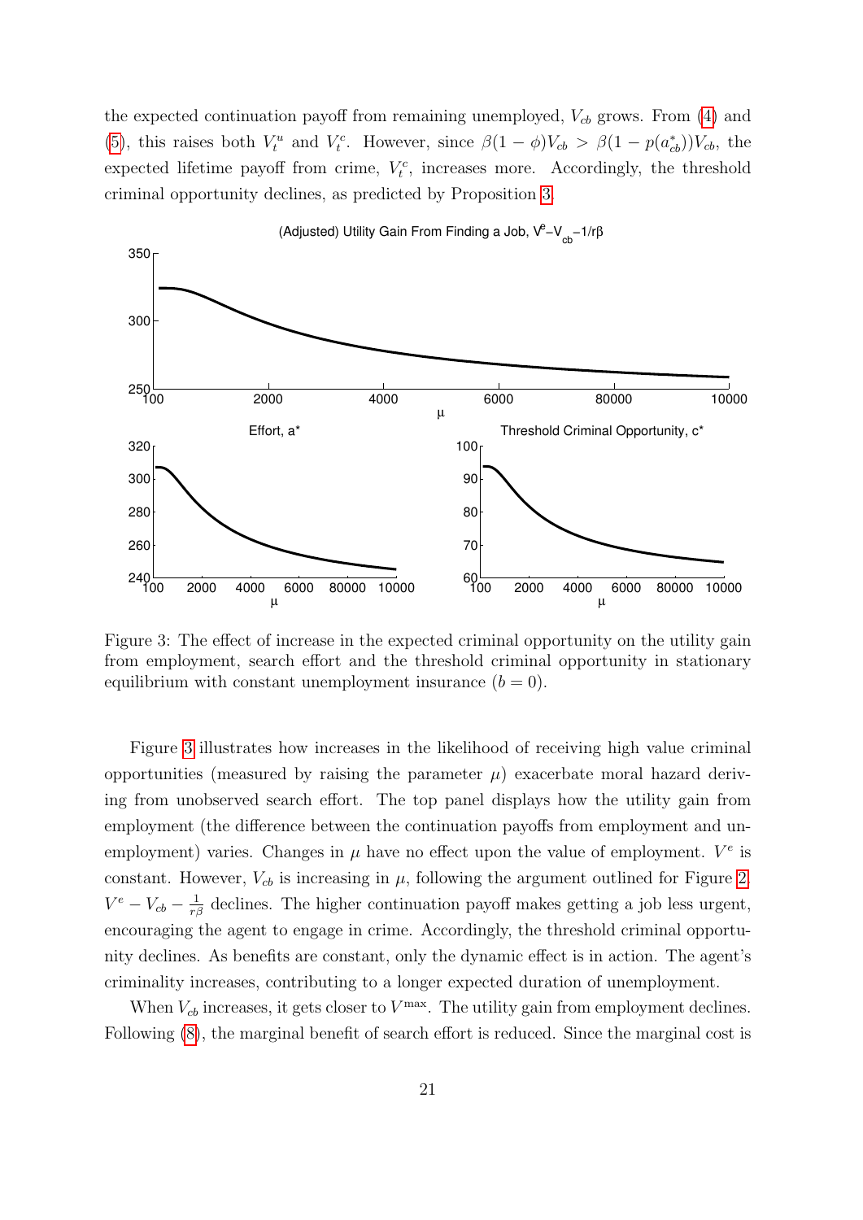the expected continuation payoff from remaining unemployed, $V_{cb}$ grows. From (4) and (5), this raises both $V_t^u$ and $V_t^c$. However, since $\beta(1-\phi)V_{cb} > \beta(1-p(a_{cb}^*))V_{cb}$, the expected lifetime payoff from crime, $V_t^c$, increases more. Accordingly, the threshold criminal opportunity declines, as predicted by Proposition 3.

Figure 3: The effect of increase in the expected criminal opportunity on the utility gain from employment, search effort and the threshold criminal opportunity in stationary equilibrium with constant unemployment insurance ($b = 0$).

Figure 3 illustrates how increases in the likelihood of receiving high value criminal opportunities (measured by raising the parameter $\mu$) exacerbate moral hazard deriving from unobserved search effort. The top panel displays how the utility gain from employment (the difference between the continuation payoffs from employment and unemployment) varies. Changes in $\mu$ have no effect upon the value of employment. $V^e$ is constant. However, $V_{cb}$ is increasing in $\mu$, following the argument outlined for Figure 2. $V^e - V_{cb} - \frac{1}{r\beta}$ declines. The higher continuation payoff makes getting a job less urgent, encouraging the agent to engage in crime. Accordingly, the threshold criminal opportunity declines. As benefits are constant, only the dynamic effect is in action. The agent's criminality increases, contributing to a longer expected duration of unemployment.

When $V_{cb}$ increases, it gets closer to $V^{\max}$. The utility gain from employment declines. Following (8), the marginal benefit of search effort is reduced. Since the marginal cost is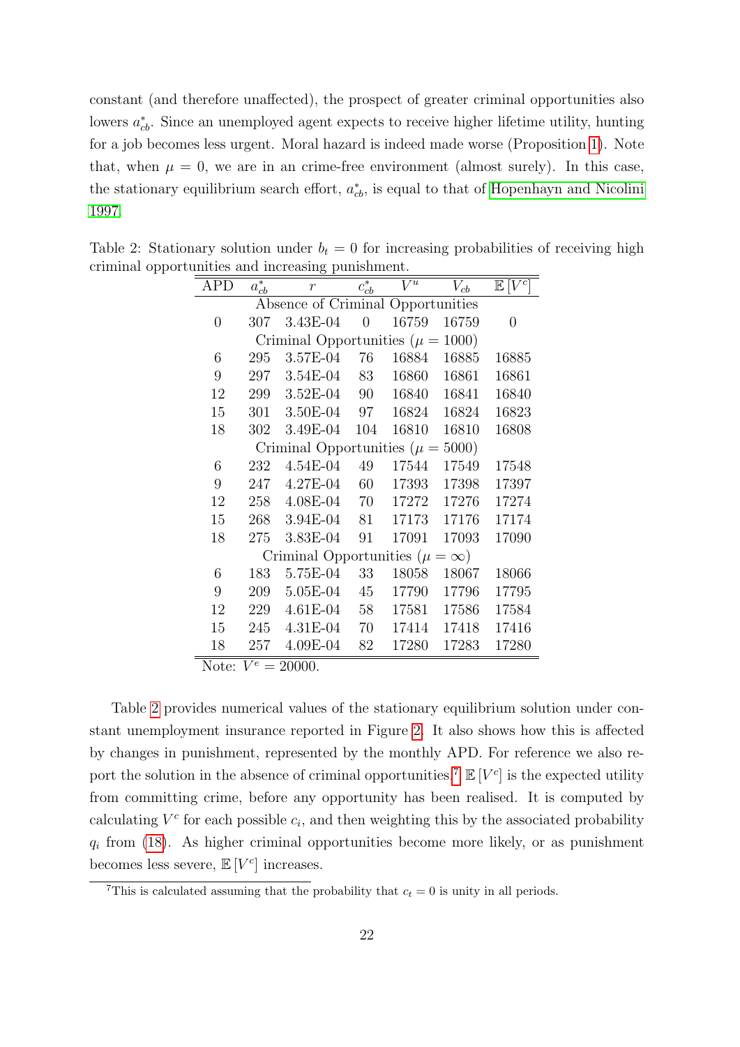constant (and therefore unaffected), the prospect of greater criminal opportunities also lowers $a_{cb}^*$. Since an unemployed agent expects to receive higher lifetime utility, hunting for a job becomes less urgent. Moral hazard is indeed made worse (Proposition 1). Note that, when $\mu = 0$, we are in an crime-free environment (almost surely). In this case, the stationary equilibrium search effort, $a_{cb}^*$, is equal to that of Hopenhayn and Nicolini 1997.

Table 2: Stationary solution under $b_t = 0$ for increasing probabilities of receiving high criminal opportunities and increasing punishment.

| APD | $a_{cb}^*$ | $r$ | $c_{cb}^*$ | $V^u$ | $V_{cb}$ | $\mathbb{E}[V^c]$ |
|---|---|---|---|---|---|---|
| Absence of Criminal Opportunities | | | | | | |
| 0 | 307 | 3.43E-04 | 0 | 16759 | 16759 | 0 |
| Criminal Opportunities ($\mu = 1000$) | | | | | | |
| 6 | 295 | 3.57E-04 | 76 | 16884 | 16885 | 16885 |
| 9 | 297 | 3.54E-04 | 83 | 16860 | 16861 | 16861 |
| 12 | 299 | 3.52E-04 | 90 | 16840 | 16841 | 16840 |
| 15 | 301 | 3.50E-04 | 97 | 16824 | 16824 | 16823 |
| 18 | 302 | 3.49E-04 | 104 | 16810 | 16810 | 16808 |
| Criminal Opportunities ($\mu = 5000$) | | | | | | |
| 6 | 232 | 4.54E-04 | 49 | 17544 | 17549 | 17548 |
| 9 | 247 | 4.27E-04 | 60 | 17393 | 17398 | 17397 |
| 12 | 258 | 4.08E-04 | 70 | 17272 | 17276 | 17274 |
| 15 | 268 | 3.94E-04 | 81 | 17173 | 17176 | 17174 |
| 18 | 275 | 3.83E-04 | 91 | 17091 | 17093 | 17090 |
| Criminal Opportunities ($\mu = \infty$) | | | | | | |
| 6 | 183 | 5.75E-04 | 33 | 18058 | 18067 | 18066 |
| 9 | 209 | 5.05E-04 | 45 | 17790 | 17796 | 17795 |
| 12 | 229 | 4.61E-04 | 58 | 17581 | 17586 | 17584 |
| 15 | 245 | 4.31E-04 | 70 | 17414 | 17418 | 17416 |
| 18 | 257 | 4.09E-04 | 82 | 17280 | 17283 | 17280 |

Note: $V^e = 20000$.

Table 2 provides numerical values of the stationary equilibrium solution under constant unemployment insurance reported in Figure 2. It also shows how this is affected by changes in punishment, represented by the monthly APD. For reference we also report the solution in the absence of criminal opportunities.[7] $\mathbb{E}[V^c]$ is the expected utility from committing crime, before any opportunity has been realised. It is computed by calculating $V^c$ for each possible $c_i$, and then weighting this by the associated probability $q_i$ from (18). As higher criminal opportunities become more likely, or as punishment becomes less severe, $\mathbb{E}[V^c]$ increases.

[7] This is calculated assuming that the probability that $c_t = 0$ is unity in all periods.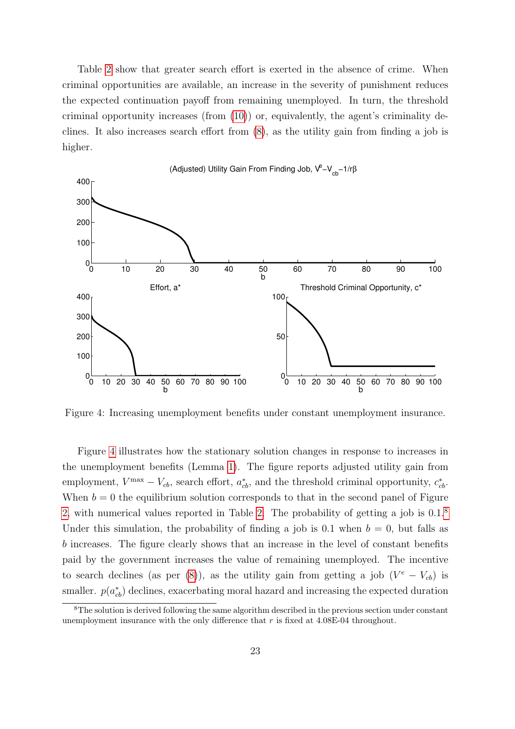Table 2 show that greater search effort is exerted in the absence of crime. When criminal opportunities are available, an increase in the severity of punishment reduces the expected continuation payoff from remaining unemployed. In turn, the threshold criminal opportunity increases (from (10)) or, equivalently, the agent's criminality declines. It also increases search effort from (8), as the utility gain from finding a job is higher.

Figure 4: Increasing unemployment benefits under constant unemployment insurance.

Figure 4 illustrates how the stationary solution changes in response to increases in the unemployment benefits (Lemma 1). The figure reports adjusted utility gain from employment, $V^{\max} - V_{cb}$, search effort, $a^*_{cb}$, and the threshold criminal opportunity, $c^*_{cb}$. When $b = 0$ the equilibrium solution corresponds to that in the second panel of Figure 2, with numerical values reported in Table 2. The probability of getting a job is 0.1.[8] Under this simulation, the probability of finding a job is 0.1 when $b = 0$, but falls as $b$ increases. The figure clearly shows that an increase in the level of constant benefits paid by the government increases the value of remaining unemployed. The incentive to search declines (as per (8)), as the utility gain from getting a job ($V^e - V_{cb}$) is smaller. $p(a^*_{cb})$ declines, exacerbating moral hazard and increasing the expected duration

[8] The solution is derived following the same algorithm described in the previous section under constant unemployment insurance with the only difference that $r$ is fixed at 4.08E-04 throughout.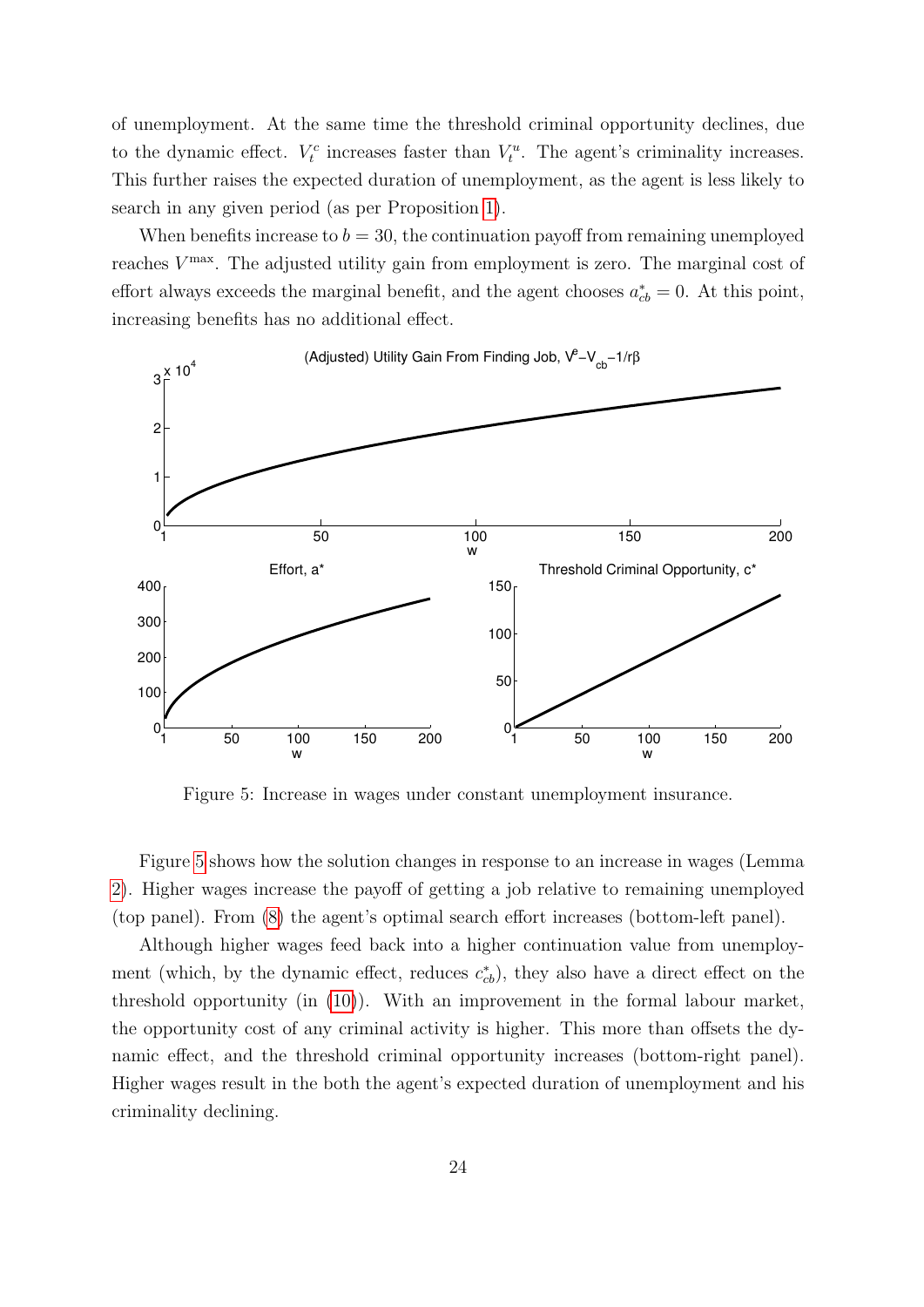of unemployment. At the same time the threshold criminal opportunity declines, due to the dynamic effect. $V_t^c$ increases faster than $V_t^u$. The agent's criminality increases. This further raises the expected duration of unemployment, as the agent is less likely to search in any given period (as per Proposition 1).

When benefits increase to $b = 30$, the continuation payoff from remaining unemployed reaches $V^{\max}$. The adjusted utility gain from employment is zero. The marginal cost of effort always exceeds the marginal benefit, and the agent chooses $a^*_{cb} = 0$. At this point, increasing benefits has no additional effect.

Figure 5: Increase in wages under constant unemployment insurance.

Figure 5 shows how the solution changes in response to an increase in wages (Lemma 2). Higher wages increase the payoff of getting a job relative to remaining unemployed (top panel). From (8) the agent's optimal search effort increases (bottom-left panel).

Although higher wages feed back into a higher continuation value from unemployment (which, by the dynamic effect, reduces $c^*_{cb}$), they also have a direct effect on the threshold opportunity (in (10)). With an improvement in the formal labour market, the opportunity cost of any criminal activity is higher. This more than offsets the dynamic effect, and the threshold criminal opportunity increases (bottom-right panel). Higher wages result in the both the agent's expected duration of unemployment and his criminality declining.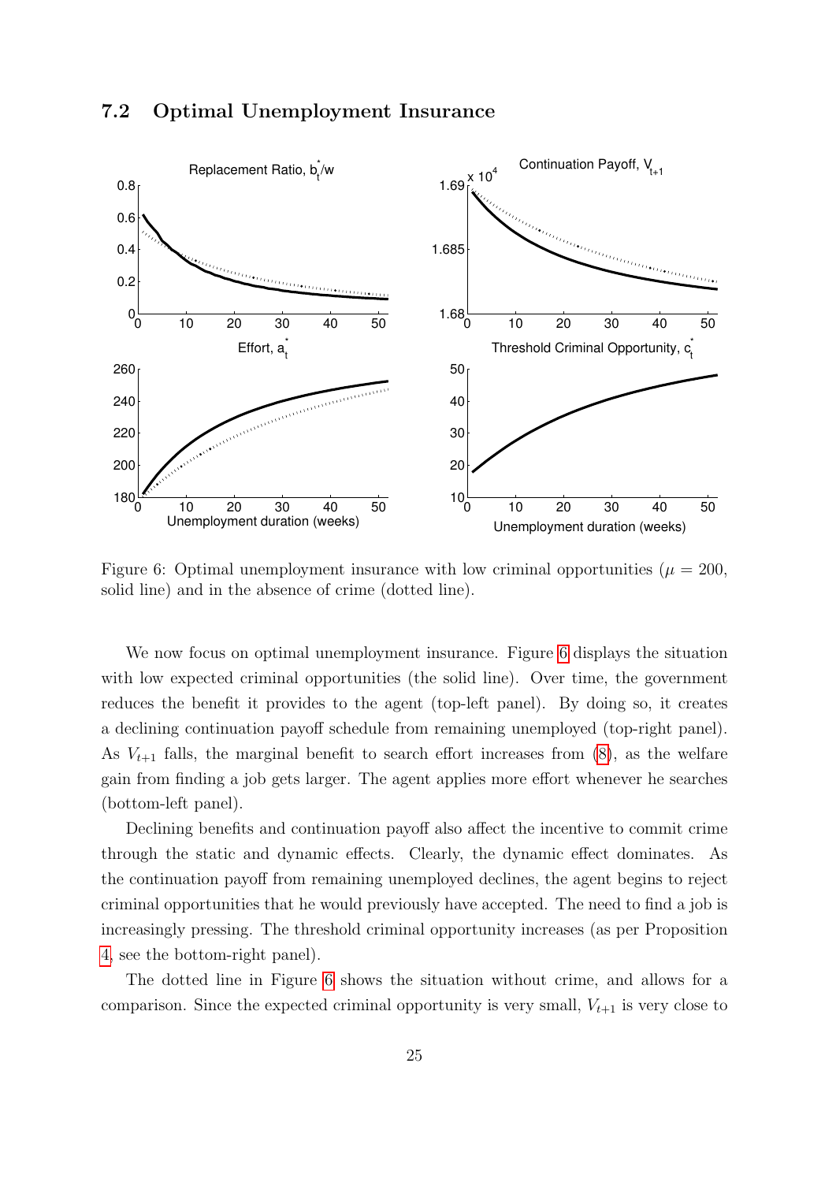### 7.2 Optimal Unemployment Insurance

Figure 6: Optimal unemployment insurance with low criminal opportunities ($\mu = 200$, solid line) and in the absence of crime (dotted line).

We now focus on optimal unemployment insurance. Figure 6 displays the situation with low expected criminal opportunities (the solid line). Over time, the government reduces the benefit it provides to the agent (top-left panel). By doing so, it creates a declining continuation payoff schedule from remaining unemployed (top-right panel). As $V_{t+1}$ falls, the marginal benefit to search effort increases from (8), as the welfare gain from finding a job gets larger. The agent applies more effort whenever he searches (bottom-left panel).

Declining benefits and continuation payoff also affect the incentive to commit crime through the static and dynamic effects. Clearly, the dynamic effect dominates. As the continuation payoff from remaining unemployed declines, the agent begins to reject criminal opportunities that he would previously have accepted. The need to find a job is increasingly pressing. The threshold criminal opportunity increases (as per Proposition 4, see the bottom-right panel).

The dotted line in Figure 6 shows the situation without crime, and allows for a comparison. Since the expected criminal opportunity is very small, $V_{t+1}$ is very close to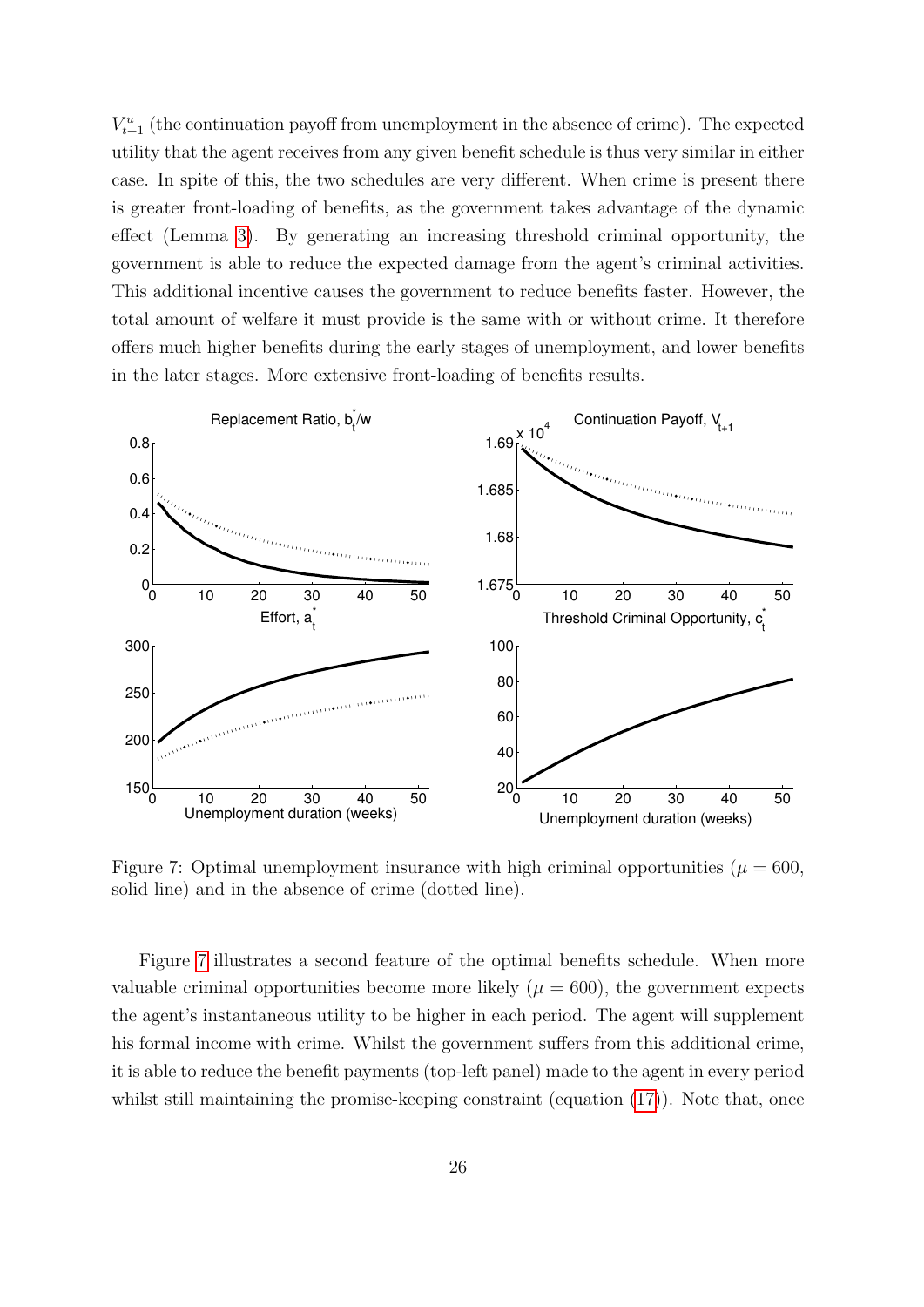$V^u_{t+1}$ (the continuation payoff from unemployment in the absence of crime). The expected utility that the agent receives from any given benefit schedule is thus very similar in either case. In spite of this, the two schedules are very different. When crime is present there is greater front-loading of benefits, as the government takes advantage of the dynamic effect (Lemma 3). By generating an increasing threshold criminal opportunity, the government is able to reduce the expected damage from the agent's criminal activities. This additional incentive causes the government to reduce benefits faster. However, the total amount of welfare it must provide is the same with or without crime. It therefore offers much higher benefits during the early stages of unemployment, and lower benefits in the later stages. More extensive front-loading of benefits results.

Figure 7: Optimal unemployment insurance with high criminal opportunities ($\mu = 600$, solid line) and in the absence of crime (dotted line).

Figure 7 illustrates a second feature of the optimal benefits schedule. When more valuable criminal opportunities become more likely ($\mu = 600$), the government expects the agent's instantaneous utility to be higher in each period. The agent will supplement his formal income with crime. Whilst the government suffers from this additional crime, it is able to reduce the benefit payments (top-left panel) made to the agent in every period whilst still maintaining the promise-keeping constraint (equation (17)). Note that, once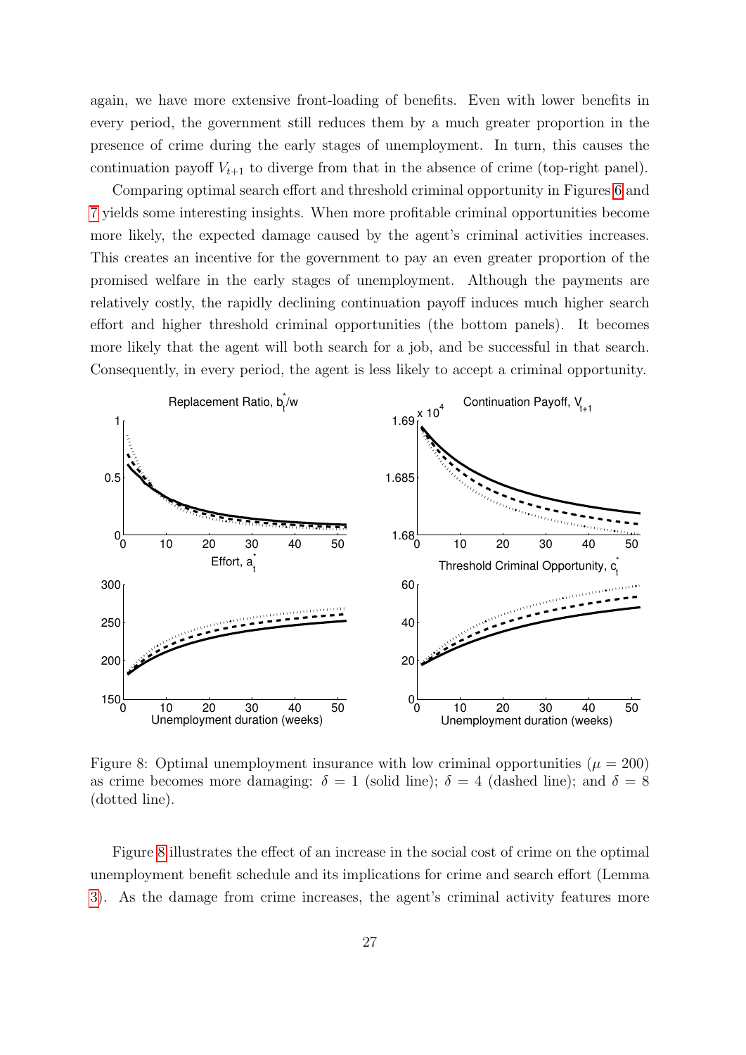again, we have more extensive front-loading of benefits. Even with lower benefits in every period, the government still reduces them by a much greater proportion in the presence of crime during the early stages of unemployment. In turn, this causes the continuation payoff $V_{t+1}$ to diverge from that in the absence of crime (top-right panel).

Comparing optimal search effort and threshold criminal opportunity in Figures 6 and 7 yields some interesting insights. When more profitable criminal opportunities become more likely, the expected damage caused by the agent's criminal activities increases. This creates an incentive for the government to pay an even greater proportion of the promised welfare in the early stages of unemployment. Although the payments are relatively costly, the rapidly declining continuation payoff induces much higher search effort and higher threshold criminal opportunities (the bottom panels). It becomes more likely that the agent will both search for a job, and be successful in that search. Consequently, in every period, the agent is less likely to accept a criminal opportunity.

Figure 8: Optimal unemployment insurance with low criminal opportunities ($\mu = 200$) as crime becomes more damaging: $\delta = 1$ (solid line); $\delta = 4$ (dashed line); and $\delta = 8$ (dotted line).

Figure 8 illustrates the effect of an increase in the social cost of crime on the optimal unemployment benefit schedule and its implications for crime and search effort (Lemma 3). As the damage from crime increases, the agent's criminal activity features more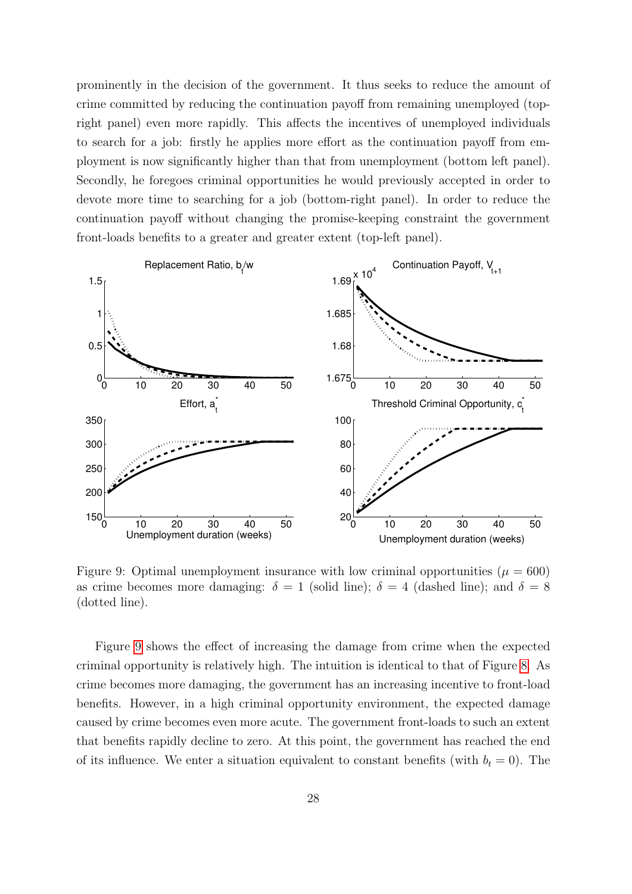prominently in the decision of the government. It thus seeks to reduce the amount of crime committed by reducing the continuation payoff from remaining unemployed (top-right panel) even more rapidly. This affects the incentives of unemployed individuals to search for a job: firstly he applies more effort as the continuation payoff from employment is now significantly higher than that from unemployment (bottom left panel). Secondly, he foregoes criminal opportunities he would previously accepted in order to devote more time to searching for a job (bottom-right panel). In order to reduce the continuation payoff without changing the promise-keeping constraint the government front-loads benefits to a greater and greater extent (top-left panel).

Figure 9: Optimal unemployment insurance with low criminal opportunities ($\mu = 600$) as crime becomes more damaging: $\delta = 1$ (solid line); $\delta = 4$ (dashed line); and $\delta = 8$ (dotted line).

Figure 9 shows the effect of increasing the damage from crime when the expected criminal opportunity is relatively high. The intuition is identical to that of Figure 8. As crime becomes more damaging, the government has an increasing incentive to front-load benefits. However, in a high criminal opportunity environment, the expected damage caused by crime becomes even more acute. The government front-loads to such an extent that benefits rapidly decline to zero. At this point, the government has reached the end of its influence. We enter a situation equivalent to constant benefits (with $b_t = 0$). The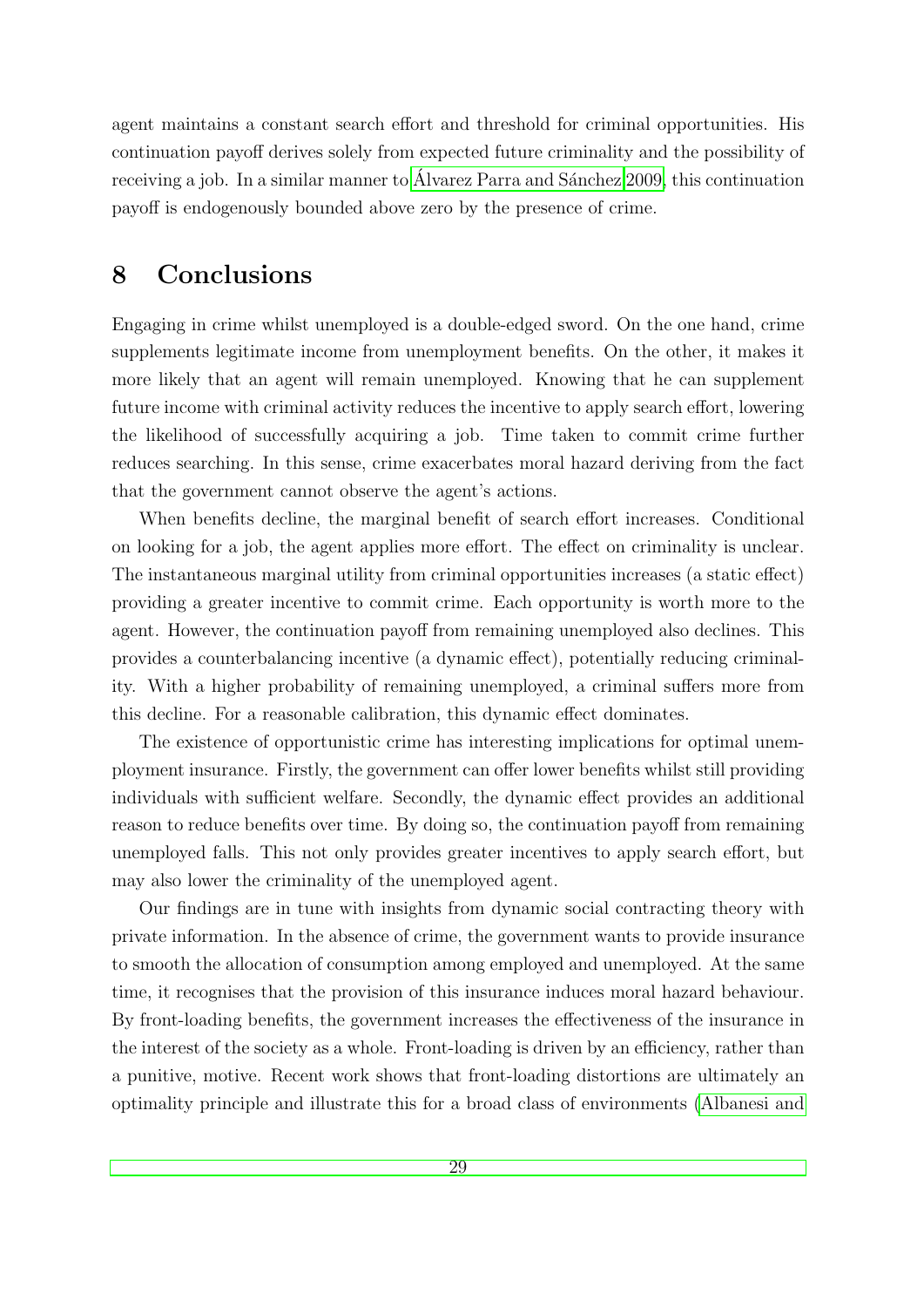agent maintains a constant search effort and threshold for criminal opportunities. His continuation payoff derives solely from expected future criminality and the possibility of receiving a job. In a similar manner to Álvarez Parra and Sánchez 2009, this continuation payoff is endogenously bounded above zero by the presence of crime.

# 8 Conclusions

Engaging in crime whilst unemployed is a double-edged sword. On the one hand, crime supplements legitimate income from unemployment benefits. On the other, it makes it more likely that an agent will remain unemployed. Knowing that he can supplement future income with criminal activity reduces the incentive to apply search effort, lowering the likelihood of successfully acquiring a job. Time taken to commit crime further reduces searching. In this sense, crime exacerbates moral hazard deriving from the fact that the government cannot observe the agent's actions.

When benefits decline, the marginal benefit of search effort increases. Conditional on looking for a job, the agent applies more effort. The effect on criminality is unclear. The instantaneous marginal utility from criminal opportunities increases (a static effect) providing a greater incentive to commit crime. Each opportunity is worth more to the agent. However, the continuation payoff from remaining unemployed also declines. This provides a counterbalancing incentive (a dynamic effect), potentially reducing criminality. With a higher probability of remaining unemployed, a criminal suffers more from this decline. For a reasonable calibration, this dynamic effect dominates.

The existence of opportunistic crime has interesting implications for optimal unemployment insurance. Firstly, the government can offer lower benefits whilst still providing individuals with sufficient welfare. Secondly, the dynamic effect provides an additional reason to reduce benefits over time. By doing so, the continuation payoff from remaining unemployed falls. This not only provides greater incentives to apply search effort, but may also lower the criminality of the unemployed agent.

Our findings are in tune with insights from dynamic social contracting theory with private information. In the absence of crime, the government wants to provide insurance to smooth the allocation of consumption among employed and unemployed. At the same time, it recognises that the provision of this insurance induces moral hazard behaviour. By front-loading benefits, the government increases the effectiveness of the insurance in the interest of the society as a whole. Front-loading is driven by an efficiency, rather than a punitive, motive. Recent work shows that front-loading distortions are ultimately an optimality principle and illustrate this for a broad class of environments (Albanesi and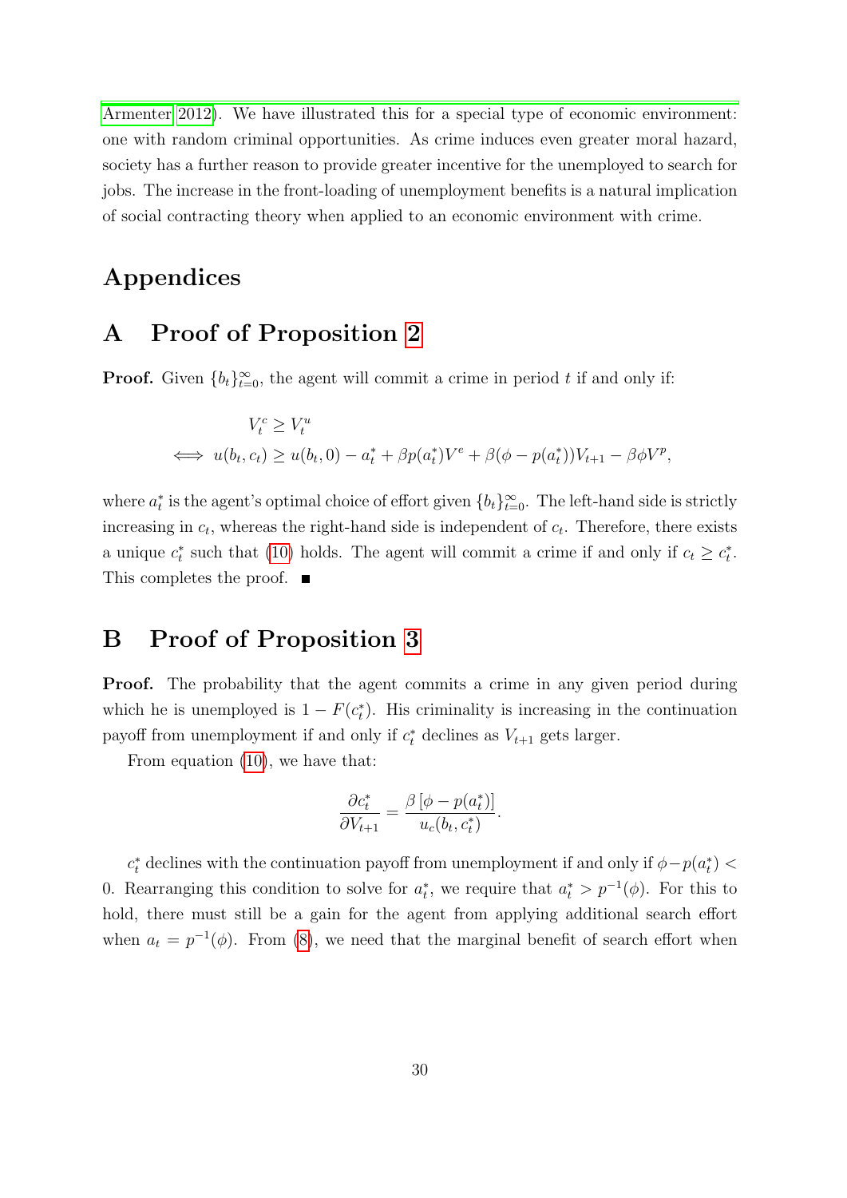Armenter 2012). We have illustrated this for a special type of economic environment: one with random criminal opportunities. As crime induces even greater moral hazard, society has a further reason to provide greater incentive for the unemployed to search for jobs. The increase in the front-loading of unemployment benefits is a natural implication of social contracting theory when applied to an economic environment with crime.

# Appendices

## A Proof of Proposition 2

**Proof.** Given $\{b_t\}_{t=0}^{\infty}$, the agent will commit a crime in period $t$ if and only if:

$$
\begin{aligned}
& V_t^c \geq V_t^u \\
\iff & u(b_t, c_t) \geq u(b_t, 0) - a_t^* + \beta p(a_t^*) V^e + \beta(\phi - p(a_t^*)) V_{t+1} - \beta \phi V^p,
\end{aligned}
$$

where $a_t^*$ is the agent's optimal choice of effort given $\{b_t\}_{t=0}^{\infty}$. The left-hand side is strictly increasing in $c_t$, whereas the right-hand side is independent of $c_t$. Therefore, there exists a unique $c_t^*$ such that (10) holds. The agent will commit a crime if and only if $c_t \geq c_t^*$. This completes the proof. ■

## B Proof of Proposition 3

**Proof.** The probability that the agent commits a crime in any given period during which he is unemployed is $1 - F(c_t^*)$. His criminality is increasing in the continuation payoff from unemployment if and only if $c_t^*$ declines as $V_{t+1}$ gets larger.

From equation (10), we have that:

$$
\frac{\partial c_t^*}{\partial V_{t+1}} = \frac{\beta \left[\phi - p(a_t^*)\right]}{u_c(b_t, c_t^*)}.
$$

$c_t^*$ declines with the continuation payoff from unemployment if and only if $\phi - p(a_t^*) < 0$. Rearranging this condition to solve for $a_t^*$, we require that $a_t^* > p^{-1}(\phi)$. For this to hold, there must still be a gain for the agent from applying additional search effort when $a_t = p^{-1}(\phi)$. From (8), we need that the marginal benefit of search effort when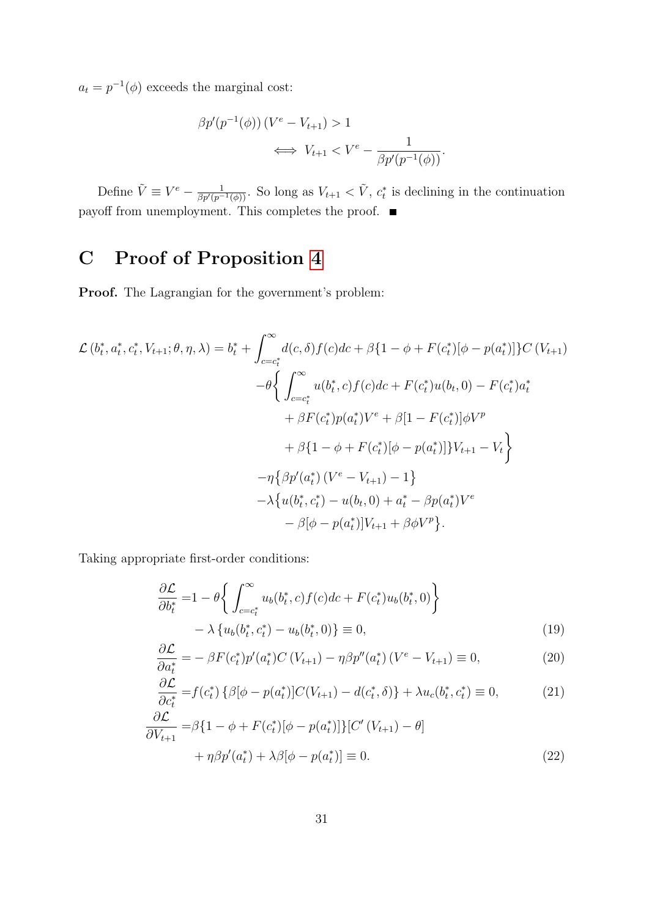$a_t = p^{-1}(\phi)$ exceeds the marginal cost:

$$\beta p'(p^{-1}(\phi))\,(V^e - V_{t+1}) > 1$$
$$\iff V_{t+1} < V^e - \frac{1}{\beta p'(p^{-1}(\phi))}.$$

Define $\tilde{V} \equiv V^e - \frac{1}{\beta p'(p^{-1}(\phi))}$. So long as $V_{t+1} < \tilde{V}$, $c_t^*$ is declining in the continuation payoff from unemployment. This completes the proof. ■

# C Proof of Proposition 4

**Proof.** The Lagrangian for the government's problem:

$$\begin{aligned}
\mathcal{L}\left(b_t^*, a_t^*, c_t^*, V_{t+1}; \theta, \eta, \lambda\right) = b_t^* &+ \int_{c=c_t^*}^{\infty} d(c,\delta) f(c) dc + \beta\{1 - \phi + F(c_t^*)[\phi - p(a_t^*)]\} C\left(V_{t+1}\right) \\
&- \theta\bigg\{ \int_{c=c_t^*}^{\infty} u(b_t^*, c) f(c) dc + F(c_t^*) u(b_t, 0) - F(c_t^*) a_t^* \\
&\quad + \beta F(c_t^*) p(a_t^*) V^e + \beta[1 - F(c_t^*)]\phi V^p \\
&\quad + \beta\{1 - \phi + F(c_t^*)[\phi - p(a_t^*)]\} V_{t+1} - V_t \bigg\} \\
&- \eta\big\{\beta p'(a_t^*)\left(V^e - V_{t+1}\right) - 1\big\} \\
&- \lambda\big\{u(b_t^*, c_t^*) - u(b_t, 0) + a_t^* - \beta p(a_t^*) V^e \\
&\quad - \beta[\phi - p(a_t^*)] V_{t+1} + \beta\phi V^p\big\}.
\end{aligned}$$

Taking appropriate first-order conditions:

$$\begin{aligned}
\frac{\partial \mathcal{L}}{\partial b_t^*} =& 1 - \theta\bigg\{ \int_{c=c_t^*}^{\infty} u_b(b_t^*, c) f(c) dc + F(c_t^*) u_b(b_t^*, 0) \bigg\} \\
& - \lambda\left\{u_b(b_t^*, c_t^*) - u_b(b_t^*, 0)\right\} \equiv 0, \qquad (19)
\end{aligned}$$

$$\frac{\partial \mathcal{L}}{\partial a_t^*} = -\beta F(c_t^*) p'(a_t^*) C\left(V_{t+1}\right) - \eta\beta p''(a_t^*)\left(V^e - V_{t+1}\right) \equiv 0, \qquad (20)$$

$$\frac{\partial \mathcal{L}}{\partial c_t^*} = f(c_t^*)\left\{\beta[\phi - p(a_t^*)] C(V_{t+1}) - d(c_t^*, \delta)\right\} + \lambda u_c(b_t^*, c_t^*) \equiv 0, \qquad (21)$$

$$\begin{aligned}
\frac{\partial \mathcal{L}}{\partial V_{t+1}} =& \beta\{1 - \phi + F(c_t^*)[\phi - p(a_t^*)]\}[C'\left(V_{t+1}\right) - \theta] \\
& + \eta\beta p'(a_t^*) + \lambda\beta[\phi - p(a_t^*)] \equiv 0. \qquad (22)
\end{aligned}$$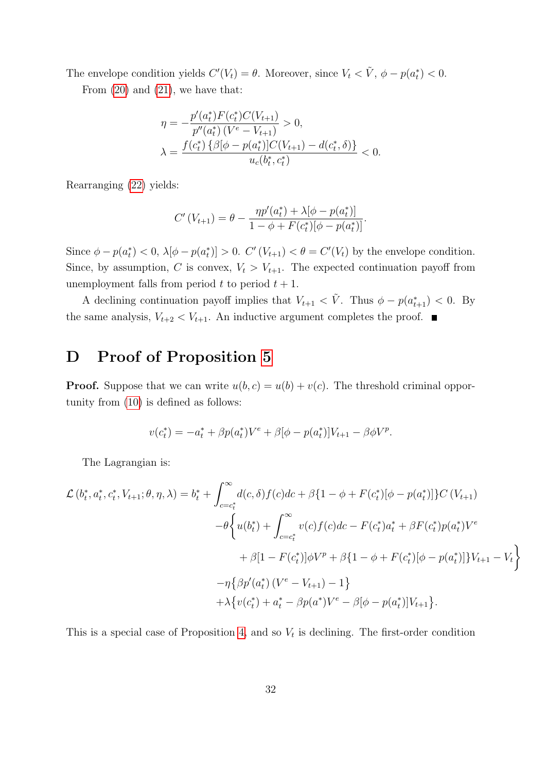The envelope condition yields $C'(V_t) = \theta$. Moreover, since $V_t < \tilde{V}$, $\phi - p(a_t^*) < 0$.

From (20) and (21), we have that:

$$\eta = -\frac{p'(a_t^*)F(c_t^*)C(V_{t+1})}{p''(a_t^*)\left(V^e - V_{t+1}\right)} > 0,$$
$$\lambda = \frac{f(c_t^*)\left\{\beta[\phi - p(a_t^*)]C(V_{t+1}) - d(c_t^*, \delta)\right\}}{u_c(b_t^*, c_t^*)} < 0.$$

Rearranging (22) yields:

$$C'\left(V_{t+1}\right) = \theta - \frac{\eta p'(a_t^*) + \lambda[\phi - p(a_t^*)]}{1 - \phi + F(c_t^*)[\phi - p(a_t^*)]}.$$

Since $\phi - p(a_t^*) < 0$, $\lambda[\phi - p(a_t^*)] > 0$. $C'\left(V_{t+1}\right) < \theta = C'(V_t)$ by the envelope condition. Since, by assumption, $C$ is convex, $V_t > V_{t+1}$. The expected continuation payoff from unemployment falls from period $t$ to period $t+1$.

A declining continuation payoff implies that $V_{t+1} < \tilde{V}$. Thus $\phi - p(a_{t+1}^*) < 0$. By the same analysis, $V_{t+2} < V_{t+1}$. An inductive argument completes the proof. ∎

# D Proof of Proposition 5

**Proof.** Suppose that we can write $u(b, c) = u(b) + v(c)$. The threshold criminal opportunity from (10) is defined as follows:

$$v(c_t^*) = -a_t^* + \beta p(a_t^*)V^e + \beta[\phi - p(a_t^*)]V_{t+1} - \beta\phi V^p.$$

The Lagrangian is:

$$\begin{aligned}
\mathcal{L}\left(b_t^*, a_t^*, c_t^*, V_{t+1}; \theta, \eta, \lambda\right) = b_t^* &+ \int_{c=c_t^*}^{\infty} d(c, \delta)f(c)dc + \beta\{1 - \phi + F(c_t^*)[\phi - p(a_t^*)]\}C\left(V_{t+1}\right) \\
&-\theta\Big\{u(b_t^*) + \int_{c=c_t^*}^{\infty} v(c)f(c)dc - F(c_t^*)a_t^* + \beta F(c_t^*)p(a_t^*)V^e \\
&\qquad + \beta[1 - F(c_t^*)]\phi V^p + \beta\{1 - \phi + F(c_t^*)[\phi - p(a_t^*)]\}V_{t+1} - V_t\Big\} \\
&-\eta\left\{\beta p'(a_t^*)\left(V^e - V_{t+1}\right) - 1\right\} \\
&+\lambda\left\{v(c_t^*) + a_t^* - \beta p(a^*)V^e - \beta[\phi - p(a_t^*)]V_{t+1}\right\}.
\end{aligned}$$

This is a special case of Proposition 4, and so $V_t$ is declining. The first-order condition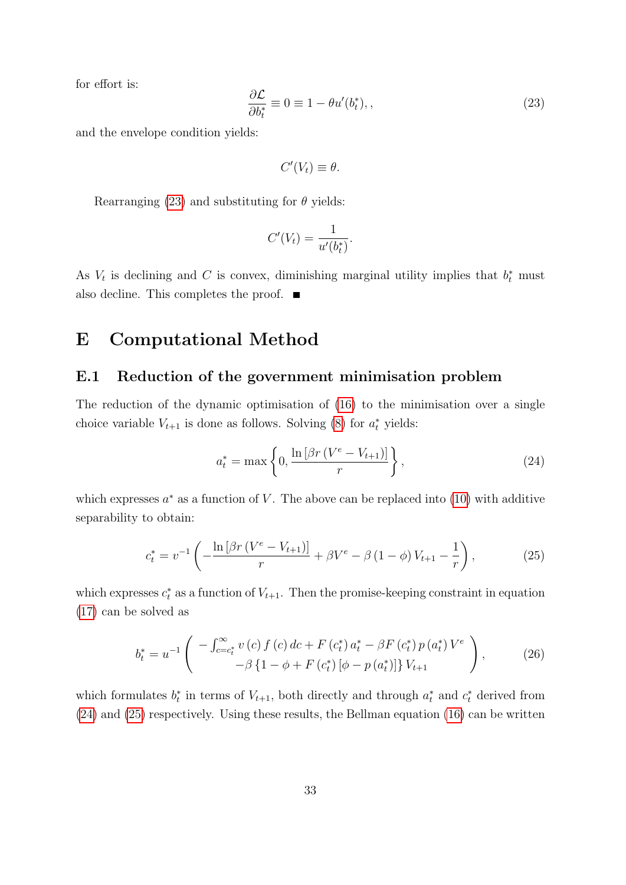for effort is:

$$\frac{\partial \mathcal{L}}{\partial b_t^*} \equiv 0 \equiv 1 - \theta u'(b_t^*), , \tag{23}$$

and the envelope condition yields:

$$C'(V_t) \equiv \theta.$$

Rearranging (23) and substituting for $\theta$ yields:

$$C'(V_t) = \frac{1}{u'(b_t^*)}.$$

As $V_t$ is declining and $C$ is convex, diminishing marginal utility implies that $b_t^*$ must also decline. This completes the proof. ■

# E Computational Method

## E.1 Reduction of the government minimisation problem

The reduction of the dynamic optimisation of (16) to the minimisation over a single choice variable $V_{t+1}$ is done as follows. Solving (8) for $a_t^*$ yields:

$$a_t^* = \max\left\{0, \frac{\ln\left[\beta r\left(V^e - V_{t+1}\right)\right]}{r}\right\}, \tag{24}$$

which expresses $a^*$ as a function of $V$. The above can be replaced into (10) with additive separability to obtain:

$$c_t^* = v^{-1}\left(-\frac{\ln\left[\beta r\left(V^e - V_{t+1}\right)\right]}{r} + \beta V^e - \beta\left(1-\phi\right)V_{t+1} - \frac{1}{r}\right), \tag{25}$$

which expresses $c_t^*$ as a function of $V_{t+1}$. Then the promise-keeping constraint in equation (17) can be solved as

$$b_t^* = u^{-1}\left(\begin{array}{c} -\int_{c=c_t^*}^{\infty} v\left(c\right)f\left(c\right)dc + F\left(c_t^*\right)a_t^* - \beta F\left(c_t^*\right)p\left(a_t^*\right)V^e \\ -\beta\left\{1-\phi+F\left(c_t^*\right)\left[\phi - p\left(a_t^*\right)\right]\right\}V_{t+1} \end{array}\right), \tag{26}$$

which formulates $b_t^*$ in terms of $V_{t+1}$, both directly and through $a_t^*$ and $c_t^*$ derived from (24) and (25) respectively. Using these results, the Bellman equation (16) can be written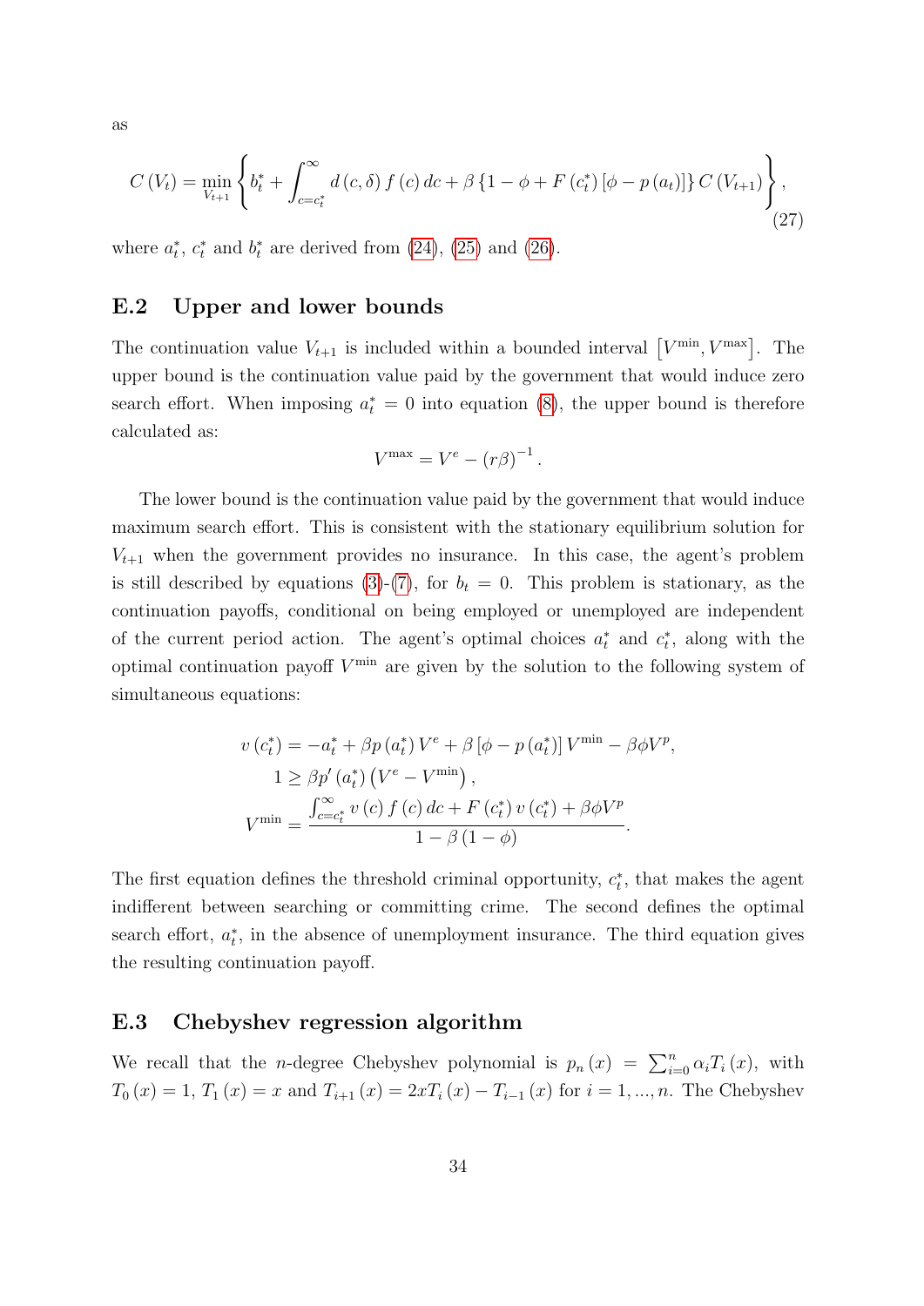as

$$C(V_t) = \min_{V_{t+1}} \left\{ b_t^* + \int_{c=c_t^*}^{\infty} d(c,\delta) f(c)\, dc + \beta \left\{ 1 - \phi + F(c_t^*)\left[\phi - p(a_t)\right] \right\} C(V_{t+1}) \right\}, \tag{27}$$

where $a_t^*$, $c_t^*$ and $b_t^*$ are derived from (24), (25) and (26).

## E.2 Upper and lower bounds

The continuation value $V_{t+1}$ is included within a bounded interval $\left[V^{\min}, V^{\max}\right]$. The upper bound is the continuation value paid by the government that would induce zero search effort. When imposing $a_t^* = 0$ into equation (8), the upper bound is therefore calculated as:

$$V^{\max} = V^e - (r\beta)^{-1}.$$

The lower bound is the continuation value paid by the government that would induce maximum search effort. This is consistent with the stationary equilibrium solution for $V_{t+1}$ when the government provides no insurance. In this case, the agent's problem is still described by equations (3)-(7), for $b_t = 0$. This problem is stationary, as the continuation payoffs, conditional on being employed or unemployed are independent of the current period action. The agent's optimal choices $a_t^*$ and $c_t^*$, along with the optimal continuation payoff $V^{\min}$ are given by the solution to the following system of simultaneous equations:

$$\begin{aligned}
v(c_t^*) &= -a_t^* + \beta p(a_t^*) V^e + \beta \left[\phi - p(a_t^*)\right] V^{\min} - \beta \phi V^p, \\
1 &\geq \beta p'(a_t^*) \left(V^e - V^{\min}\right), \\
V^{\min} &= \frac{\int_{c=c_t^*}^{\infty} v(c) f(c)\, dc + F(c_t^*) v(c_t^*) + \beta \phi V^p}{1 - \beta(1-\phi)}.
\end{aligned}$$

The first equation defines the threshold criminal opportunity, $c_t^*$, that makes the agent indifferent between searching or committing crime. The second defines the optimal search effort, $a_t^*$, in the absence of unemployment insurance. The third equation gives the resulting continuation payoff.

## E.3 Chebyshev regression algorithm

We recall that the $n$-degree Chebyshev polynomial is $p_n(x) = \sum_{i=0}^{n} \alpha_i T_i(x)$, with $T_0(x) = 1$, $T_1(x) = x$ and $T_{i+1}(x) = 2xT_i(x) - T_{i-1}(x)$ for $i = 1, ..., n$. The Chebyshev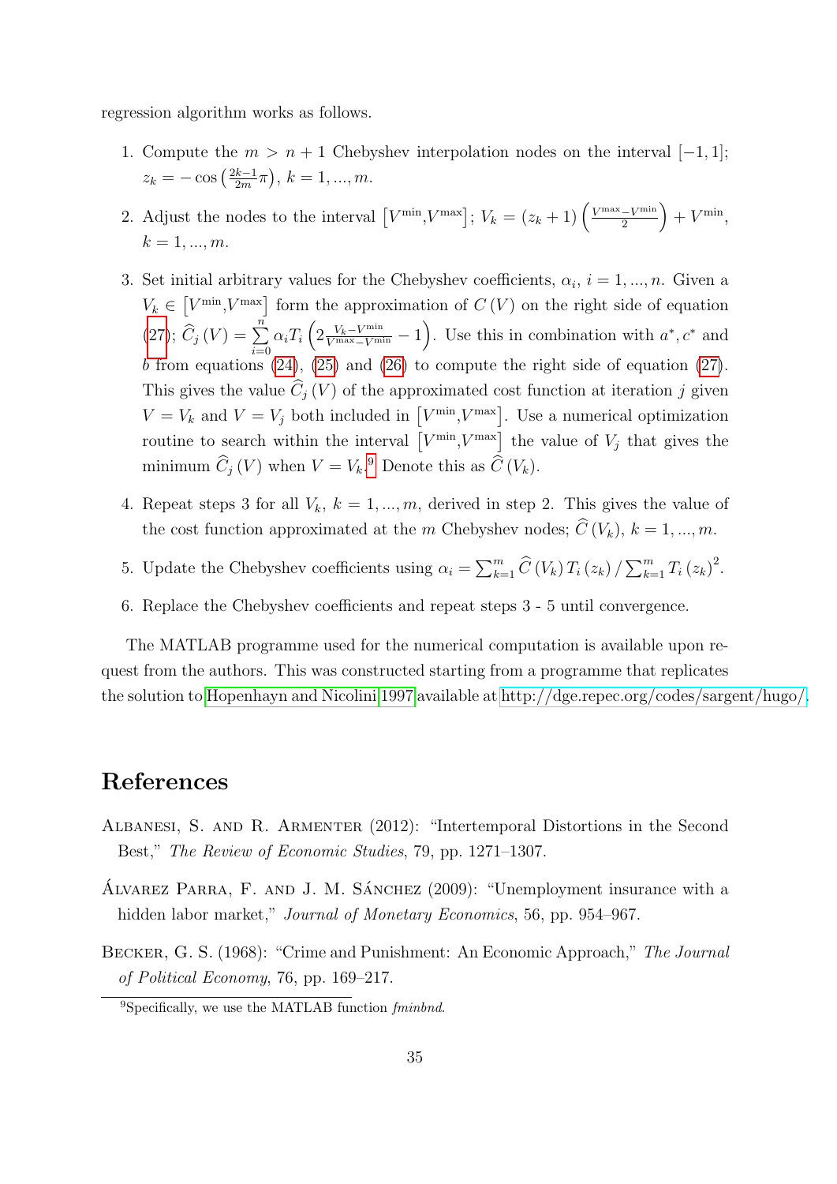regression algorithm works as follows.

1. Compute the $m > n+1$ Chebyshev interpolation nodes on the interval $[-1,1]$; $z_k = -\cos\left(\frac{2k-1}{2m}\pi\right)$, $k = 1, ..., m$.
2. Adjust the nodes to the interval $\left[V^{\min}, V^{\max}\right]$; $V_k = (z_k + 1)\left(\frac{V^{\max} - V^{\min}}{2}\right) + V^{\min}$, $k = 1, ..., m$.
3. Set initial arbitrary values for the Chebyshev coefficients, $\alpha_i$, $i = 1, ..., n$. Given a $V_k \in \left[V^{\min}, V^{\max}\right]$ form the approximation of $C(V)$ on the right side of equation (27); $\widehat{C}_j(V) = \sum_{i=0}^{n} \alpha_i T_i\left(2\frac{V_k - V^{\min}}{V^{\max} - V^{\min}} - 1\right)$. Use this in combination with $a^*, c^*$ and $b$ from equations (24), (25) and (26) to compute the right side of equation (27). This gives the value $\widehat{C}_j(V)$ of the approximated cost function at iteration $j$ given $V = V_k$ and $V = V_j$ both included in $\left[V^{\min}, V^{\max}\right]$. Use a numerical optimization routine to search within the interval $\left[V^{\min}, V^{\max}\right]$ the value of $V_j$ that gives the minimum $\widehat{C}_j(V)$ when $V = V_k$.[9] Denote this as $\widehat{C}(V_k)$.
4. Repeat steps 3 for all $V_k$, $k = 1, ..., m$, derived in step 2. This gives the value of the cost function approximated at the $m$ Chebyshev nodes; $\widehat{C}(V_k)$, $k = 1, ..., m$.
5. Update the Chebyshev coefficients using $\alpha_i = \sum_{k=1}^{m} \widehat{C}(V_k)\, T_i(z_k) / \sum_{k=1}^{m} T_i(z_k)^2$.
6. Replace the Chebyshev coefficients and repeat steps 3 - 5 until convergence.

The MATLAB programme used for the numerical computation is available upon request from the authors. This was constructed starting from a programme that replicates the solution to Hopenhayn and Nicolini 1997 available at http://dge.repec.org/codes/sargent/hugo/.

# References

Albanesi, S. and R. Armenter (2012): "Intertemporal Distortions in the Second Best," *The Review of Economic Studies*, 79, pp. 1271–1307.

Álvarez Parra, F. and J. M. Sánchez (2009): "Unemployment insurance with a hidden labor market," *Journal of Monetary Economics*, 56, pp. 954–967.

Becker, G. S. (1968): "Crime and Punishment: An Economic Approach," *The Journal of Political Economy*, 76, pp. 169–217.

[9] Specifically, we use the MATLAB function *fminbnd*.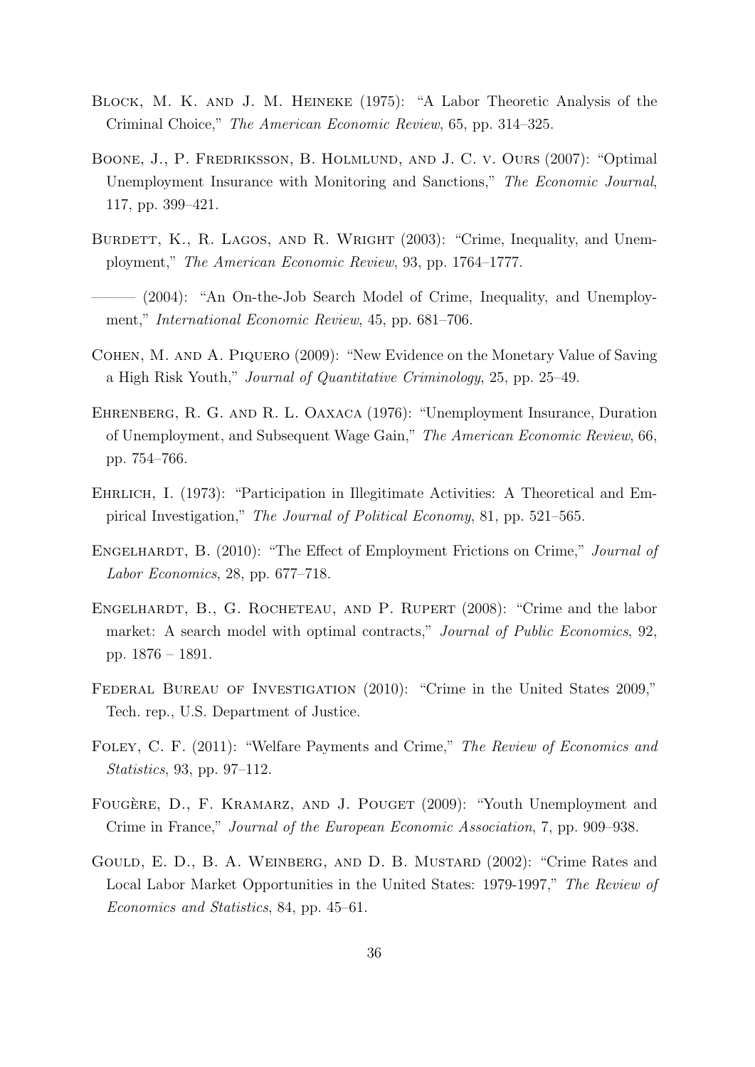Block, M. K. and J. M. Heineke (1975): "A Labor Theoretic Analysis of the Criminal Choice," *The American Economic Review*, 65, pp. 314–325.

Boone, J., P. Fredriksson, B. Holmlund, and J. C. v. Ours (2007): "Optimal Unemployment Insurance with Monitoring and Sanctions," *The Economic Journal*, 117, pp. 399–421.

Burdett, K., R. Lagos, and R. Wright (2003): "Crime, Inequality, and Unemployment," *The American Economic Review*, 93, pp. 1764–1777.

——— (2004): "An On-the-Job Search Model of Crime, Inequality, and Unemployment," *International Economic Review*, 45, pp. 681–706.

Cohen, M. and A. Piquero (2009): "New Evidence on the Monetary Value of Saving a High Risk Youth," *Journal of Quantitative Criminology*, 25, pp. 25–49.

Ehrenberg, R. G. and R. L. Oaxaca (1976): "Unemployment Insurance, Duration of Unemployment, and Subsequent Wage Gain," *The American Economic Review*, 66, pp. 754–766.

Ehrlich, I. (1973): "Participation in Illegitimate Activities: A Theoretical and Empirical Investigation," *The Journal of Political Economy*, 81, pp. 521–565.

Engelhardt, B. (2010): "The Effect of Employment Frictions on Crime," *Journal of Labor Economics*, 28, pp. 677–718.

Engelhardt, B., G. Rocheteau, and P. Rupert (2008): "Crime and the labor market: A search model with optimal contracts," *Journal of Public Economics*, 92, pp. 1876 – 1891.

Federal Bureau of Investigation (2010): "Crime in the United States 2009," Tech. rep., U.S. Department of Justice.

Foley, C. F. (2011): "Welfare Payments and Crime," *The Review of Economics and Statistics*, 93, pp. 97–112.

Fougère, D., F. Kramarz, and J. Pouget (2009): "Youth Unemployment and Crime in France," *Journal of the European Economic Association*, 7, pp. 909–938.

Gould, E. D., B. A. Weinberg, and D. B. Mustard (2002): "Crime Rates and Local Labor Market Opportunities in the United States: 1979-1997," *The Review of Economics and Statistics*, 84, pp. 45–61.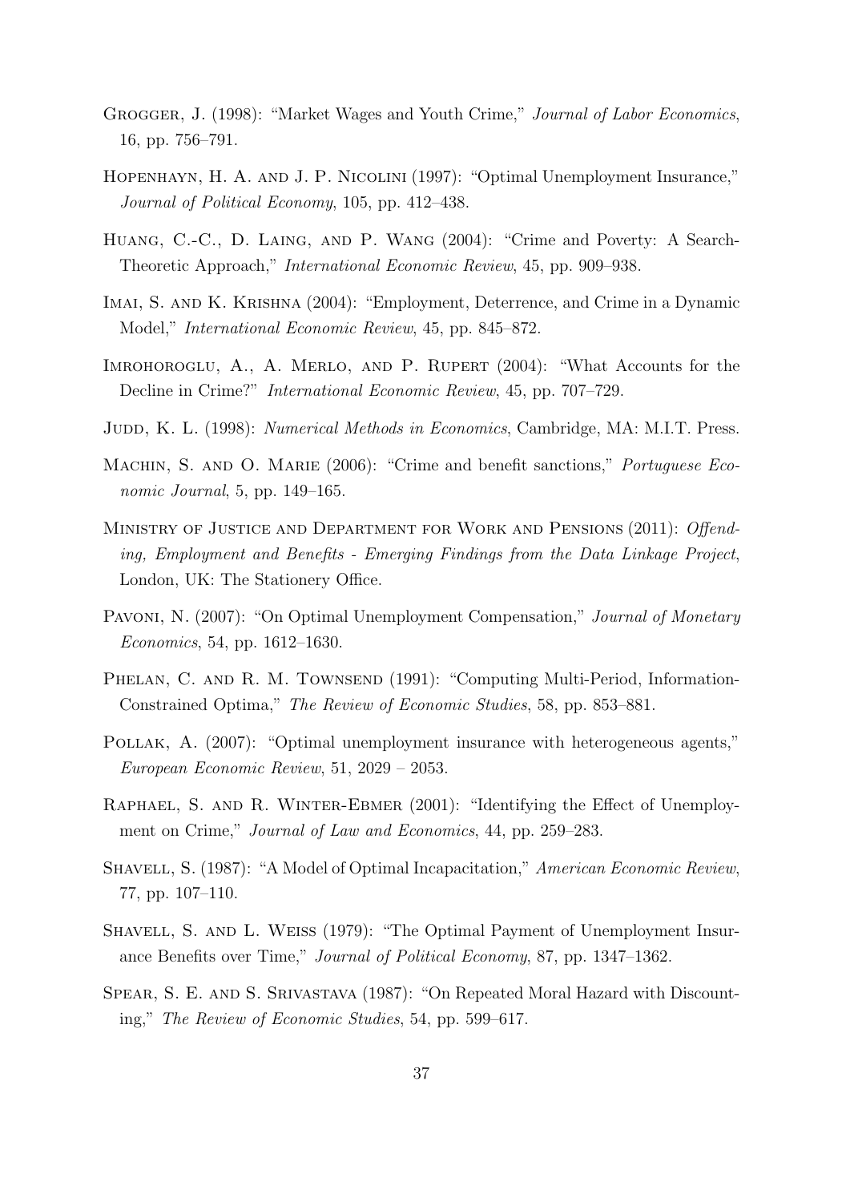Grogger, J. (1998): "Market Wages and Youth Crime," *Journal of Labor Economics*, 16, pp. 756–791.

Hopenhayn, H. A. and J. P. Nicolini (1997): "Optimal Unemployment Insurance," *Journal of Political Economy*, 105, pp. 412–438.

Huang, C.-C., D. Laing, and P. Wang (2004): "Crime and Poverty: A Search-Theoretic Approach," *International Economic Review*, 45, pp. 909–938.

Imai, S. and K. Krishna (2004): "Employment, Deterrence, and Crime in a Dynamic Model," *International Economic Review*, 45, pp. 845–872.

Imrohoroglu, A., A. Merlo, and P. Rupert (2004): "What Accounts for the Decline in Crime?" *International Economic Review*, 45, pp. 707–729.

Judd, K. L. (1998): *Numerical Methods in Economics*, Cambridge, MA: M.I.T. Press.

Machin, S. and O. Marie (2006): "Crime and benefit sanctions," *Portuguese Economic Journal*, 5, pp. 149–165.

Ministry of Justice and Department for Work and Pensions (2011): *Offending, Employment and Benefits - Emerging Findings from the Data Linkage Project*, London, UK: The Stationery Office.

Pavoni, N. (2007): "On Optimal Unemployment Compensation," *Journal of Monetary Economics*, 54, pp. 1612–1630.

Phelan, C. and R. M. Townsend (1991): "Computing Multi-Period, Information-Constrained Optima," *The Review of Economic Studies*, 58, pp. 853–881.

Pollak, A. (2007): "Optimal unemployment insurance with heterogeneous agents," *European Economic Review*, 51, 2029 – 2053.

Raphael, S. and R. Winter-Ebmer (2001): "Identifying the Effect of Unemployment on Crime," *Journal of Law and Economics*, 44, pp. 259–283.

Shavell, S. (1987): "A Model of Optimal Incapacitation," *American Economic Review*, 77, pp. 107–110.

Shavell, S. and L. Weiss (1979): "The Optimal Payment of Unemployment Insurance Benefits over Time," *Journal of Political Economy*, 87, pp. 1347–1362.

Spear, S. E. and S. Srivastava (1987): "On Repeated Moral Hazard with Discounting," *The Review of Economic Studies*, 54, pp. 599–617.